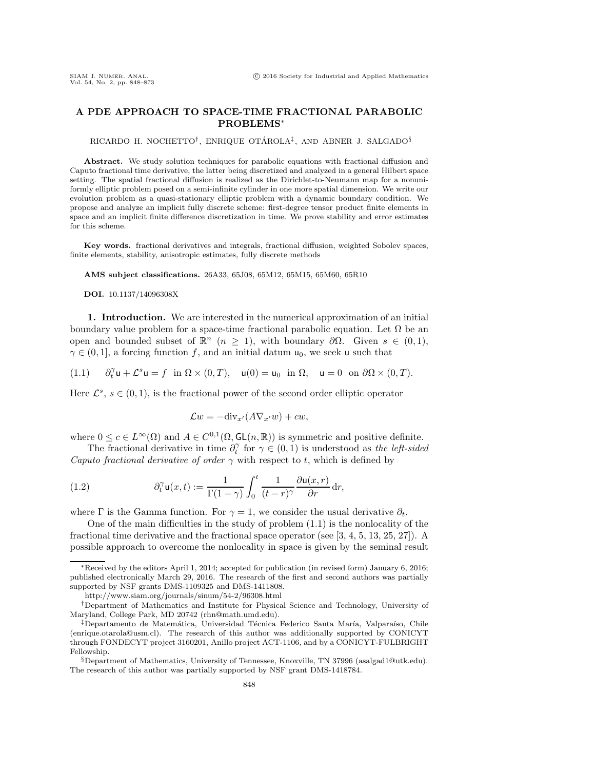# A PDE APPROACH TO SPACE-TIME FRACTIONAL PARABOLIC PROBLEMS*

RICARDO H. NOCHETTO†, ENRIQUE OTÁROLA‡, AND ABNER J. SALGADO§

**Abstract.** We study solution techniques for parabolic equations with fractional diffusion and Caputo fractional time derivative, the latter being discretized and analyzed in a general Hilbert space setting. The spatial fractional diffusion is realized as the Dirichlet-to-Neumann map for a nonuniformly elliptic problem posed on a semi-infinite cylinder in one more spatial dimension. We write our evolution problem as a quasi-stationary elliptic problem with a dynamic boundary condition. We propose and analyze an implicit fully discrete scheme: first-degree tensor product finite elements in space and an implicit finite difference discretization in time. We prove stability and error estimates for this scheme.

**Key words.** fractional derivatives and integrals, fractional diffusion, weighted Sobolev spaces, finite elements, stability, anisotropic estimates, fully discrete methods

**AMS subject classifications.** 26A33, 65J08, 65M12, 65M15, 65M60, 65R10

**DOI.** 10.1137/14096308X

## 1. Introduction.

We are interested in the numerical approximation of an initial boundary value problem for a space-time fractional parabolic equation. Let $\Omega$ be an open and bounded subset of $\mathbb{R}^n$ ($n \geq 1$), with boundary $\partial\Omega$. Given $s \in (0,1)$, $\gamma \in (0,1]$, a forcing function $f$, and an initial datum $\mathsf{u}_0$, we seek $\mathsf{u}$ such that

$$
(1.1) \qquad \partial_t^\gamma \mathsf{u} + \mathcal{L}^s \mathsf{u} = f \ \text{ in } \Omega \times (0,T), \quad \mathsf{u}(0) = \mathsf{u}_0 \ \text{ in } \Omega, \quad \mathsf{u} = 0 \ \text{ on } \partial\Omega \times (0,T).
$$

Here $\mathcal{L}^s$, $s \in (0,1)$, is the fractional power of the second order elliptic operator

$$
\mathcal{L}w = -\mathrm{div}_{x'}(A \nabla_{x'} w) + cw,
$$

where $0 \leq c \in L^\infty(\Omega)$ and $A \in C^{0,1}(\Omega, \mathsf{GL}(n,\mathbb{R}))$ is symmetric and positive definite.

The fractional derivative in time $\partial_t^\gamma$ for $\gamma \in (0,1)$ is understood as *the left-sided Caputo fractional derivative of order* $\gamma$ with respect to $t$, which is defined by

$$
(1.2) \qquad \partial_t^\gamma \mathsf{u}(x,t) := \frac{1}{\Gamma(1-\gamma)} \int_0^t \frac{1}{(t-r)^\gamma} \frac{\partial \mathsf{u}(x,r)}{\partial r} \, \mathrm{d}r,
$$

where $\Gamma$ is the Gamma function. For $\gamma = 1$, we consider the usual derivative $\partial_t$.

One of the main difficulties in the study of problem (1.1) is the nonlocality of the fractional time derivative and the fractional space operator (see [3, 4, 5, 13, 25, 27]). A possible approach to overcome the nonlocality in space is given by the seminal result

---

*Received by the editors April 1, 2014; accepted for publication (in revised form) January 6, 2016; published electronically March 29, 2016. The research of the first and second authors was partially supported by NSF grants DMS-1109325 and DMS-1411808.

http://www.siam.org/journals/sinum/54-2/96308.html

†Department of Mathematics and Institute for Physical Science and Technology, University of Maryland, College Park, MD 20742 (rhn@math.umd.edu).

‡Departamento de Matemática, Universidad Técnica Federico Santa María, Valparaíso, Chile (enrique.otarola@usm.cl). The research of this author was additionally supported by CONICYT through FONDECYT project 3160201, Anillo project ACT-1106, and by a CONICYT-FULBRIGHT Fellowship.

§Department of Mathematics, University of Tennessee, Knoxville, TN 37996 (asalgad1@utk.edu). The research of this author was partially supported by NSF grant DMS-1418784.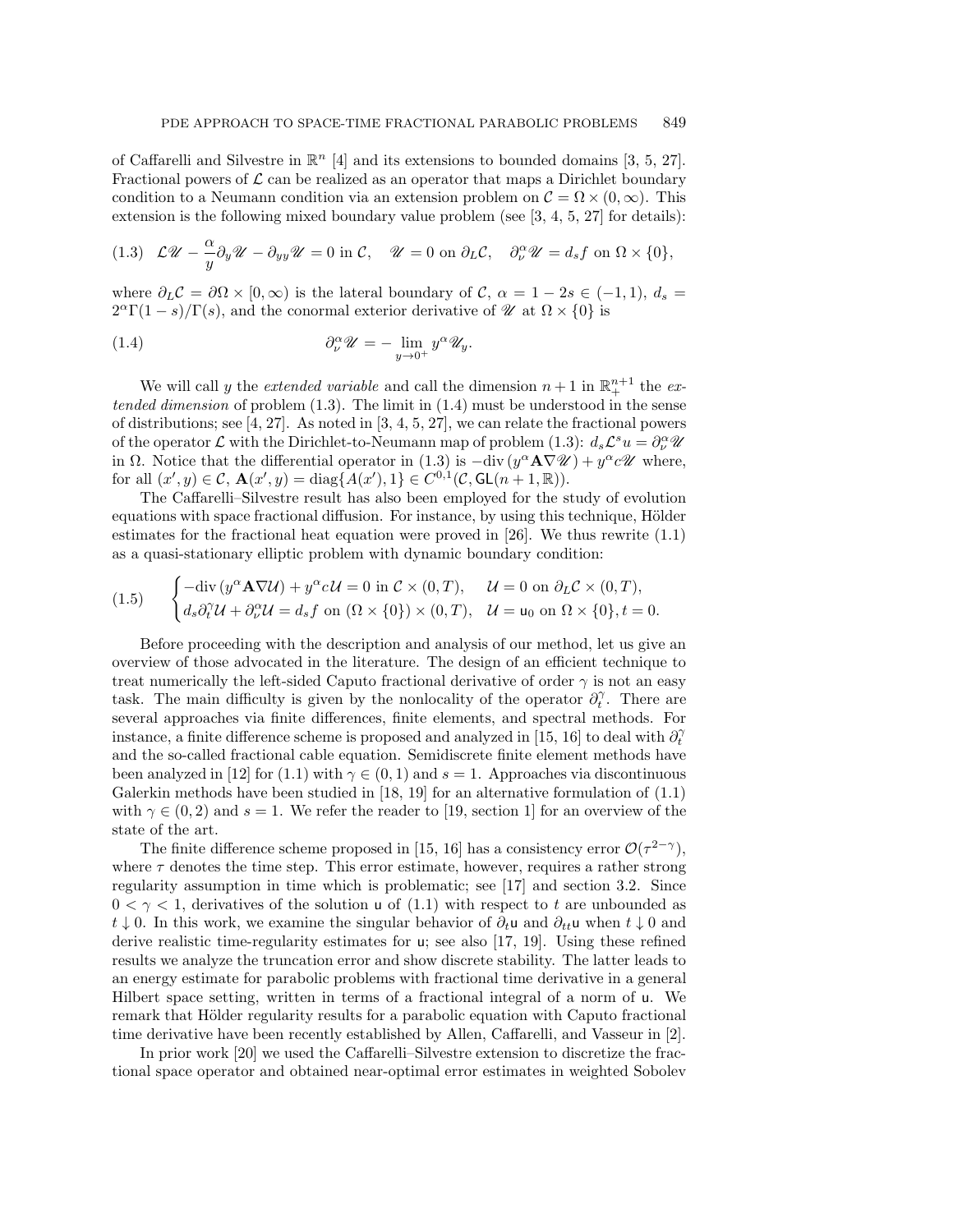of Caffarelli and Silvestre in $\mathbb{R}^n$ [4] and its extensions to bounded domains [3, 5, 27]. Fractional powers of $\mathcal{L}$ can be realized as an operator that maps a Dirichlet boundary condition to a Neumann condition via an extension problem on $\mathcal{C} = \Omega \times (0, \infty)$. This extension is the following mixed boundary value problem (see [3, 4, 5, 27] for details):

$$
(1.3) \quad \mathcal{L}\mathscr{U} - \frac{\alpha}{y}\partial_y \mathscr{U} - \partial_{yy}\mathscr{U} = 0 \text{ in } \mathcal{C}, \quad \mathscr{U} = 0 \text{ on } \partial_L \mathcal{C}, \quad \partial_\nu^\alpha \mathscr{U} = d_s f \text{ on } \Omega \times \{0\},
$$

where $\partial_L \mathcal{C} = \partial\Omega \times [0, \infty)$ is the lateral boundary of $\mathcal{C}$, $\alpha = 1 - 2s \in (-1, 1)$, $d_s = 2^\alpha \Gamma(1-s)/\Gamma(s)$, and the conormal exterior derivative of $\mathscr{U}$ at $\Omega \times \{0\}$ is

$$
(1.4) \qquad \partial_\nu^\alpha \mathscr{U} = -\lim_{y \to 0^+} y^\alpha \mathscr{U}_y.
$$

We will call $y$ the *extended variable* and call the dimension $n+1$ in $\mathbb{R}_+^{n+1}$ the *extended dimension* of problem (1.3). The limit in (1.4) must be understood in the sense of distributions; see [4, 27]. As noted in [3, 4, 5, 27], we can relate the fractional powers of the operator $\mathcal{L}$ with the Dirichlet-to-Neumann map of problem (1.3): $d_s \mathcal{L}^s u = \partial_\nu^\alpha \mathscr{U}$ in $\Omega$. Notice that the differential operator in (1.3) is $-\text{div}\,(y^\alpha \mathbf{A} \nabla \mathscr{U}) + y^\alpha c \mathscr{U}$ where, for all $(x', y) \in \mathcal{C}$, $\mathbf{A}(x', y) = \text{diag}\{A(x'), 1\} \in C^{0,1}(\mathcal{C}, \mathsf{GL}(n+1, \mathbb{R}))$.

The Caffarelli–Silvestre result has also been employed for the study of evolution equations with space fractional diffusion. For instance, by using this technique, Hölder estimates for the fractional heat equation were proved in [26]. We thus rewrite (1.1) as a quasi-stationary elliptic problem with dynamic boundary condition:

$$
(1.5) \qquad \begin{cases} -\text{div}\,(y^\alpha \mathbf{A} \nabla \mathcal{U}) + y^\alpha c \mathcal{U} = 0 \text{ in } \mathcal{C} \times (0, T), & \mathcal{U} = 0 \text{ on } \partial_L \mathcal{C} \times (0, T), \\ d_s \partial_t^\gamma \mathcal{U} + \partial_\nu^\alpha \mathcal{U} = d_s f \text{ on } (\Omega \times \{0\}) \times (0, T), & \mathcal{U} = \mathsf{u}_0 \text{ on } \Omega \times \{0\}, t = 0. \end{cases}
$$

Before proceeding with the description and analysis of our method, let us give an overview of those advocated in the literature. The design of an efficient technique to treat numerically the left-sided Caputo fractional derivative of order $\gamma$ is not an easy task. The main difficulty is given by the nonlocality of the operator $\partial_t^\gamma$. There are several approaches via finite differences, finite elements, and spectral methods. For instance, a finite difference scheme is proposed and analyzed in [15, 16] to deal with $\partial_t^\gamma$ and the so-called fractional cable equation. Semidiscrete finite element methods have been analyzed in [12] for (1.1) with $\gamma \in (0, 1)$ and $s = 1$. Approaches via discontinuous Galerkin methods have been studied in [18, 19] for an alternative formulation of (1.1) with $\gamma \in (0, 2)$ and $s = 1$. We refer the reader to [19, section 1] for an overview of the state of the art.

The finite difference scheme proposed in [15, 16] has a consistency error $\mathcal{O}(\tau^{2-\gamma})$, where $\tau$ denotes the time step. This error estimate, however, requires a rather strong regularity assumption in time which is problematic; see [17] and section 3.2. Since $0 < \gamma < 1$, derivatives of the solution $\mathsf{u}$ of (1.1) with respect to $t$ are unbounded as $t \downarrow 0$. In this work, we examine the singular behavior of $\partial_t \mathsf{u}$ and $\partial_{tt} \mathsf{u}$ when $t \downarrow 0$ and derive realistic time-regularity estimates for $\mathsf{u}$; see also [17, 19]. Using these refined results we analyze the truncation error and show discrete stability. The latter leads to an energy estimate for parabolic problems with fractional time derivative in a general Hilbert space setting, written in terms of a fractional integral of a norm of $\mathsf{u}$. We remark that Hölder regularity results for a parabolic equation with Caputo fractional time derivative have been recently established by Allen, Caffarelli, and Vasseur in [2].

In prior work [20] we used the Caffarelli–Silvestre extension to discretize the fractional space operator and obtained near-optimal error estimates in weighted Sobolev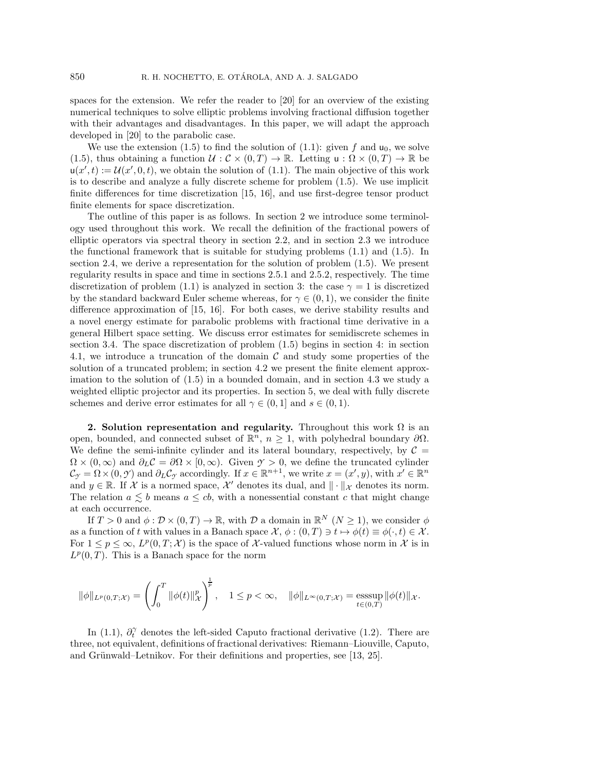spaces for the extension. We refer the reader to [20] for an overview of the existing numerical techniques to solve elliptic problems involving fractional diffusion together with their advantages and disadvantages. In this paper, we will adapt the approach developed in [20] to the parabolic case.

We use the extension (1.5) to find the solution of (1.1): given $f$ and $\mathsf{u}_0$, we solve (1.5), thus obtaining a function $\mathcal{U} : \mathcal{C} \times (0, T) \to \mathbb{R}$. Letting $\mathsf{u} : \Omega \times (0, T) \to \mathbb{R}$ be $\mathsf{u}(x', t) := \mathcal{U}(x', 0, t)$, we obtain the solution of (1.1). The main objective of this work is to describe and analyze a fully discrete scheme for problem (1.5). We use implicit finite differences for time discretization [15, 16], and use first-degree tensor product finite elements for space discretization.

The outline of this paper is as follows. In section 2 we introduce some terminology used throughout this work. We recall the definition of the fractional powers of elliptic operators via spectral theory in section 2.2, and in section 2.3 we introduce the functional framework that is suitable for studying problems (1.1) and (1.5). In section 2.4, we derive a representation for the solution of problem (1.5). We present regularity results in space and time in sections 2.5.1 and 2.5.2, respectively. The time discretization of problem (1.1) is analyzed in section 3: the case $\gamma = 1$ is discretized by the standard backward Euler scheme whereas, for $\gamma \in (0, 1)$, we consider the finite difference approximation of [15, 16]. For both cases, we derive stability results and a novel energy estimate for parabolic problems with fractional time derivative in a general Hilbert space setting. We discuss error estimates for semidiscrete schemes in section 3.4. The space discretization of problem (1.5) begins in section 4: in section 4.1, we introduce a truncation of the domain $\mathcal{C}$ and study some properties of the solution of a truncated problem; in section 4.2 we present the finite element approximation to the solution of (1.5) in a bounded domain, and in section 4.3 we study a weighted elliptic projector and its properties. In section 5, we deal with fully discrete schemes and derive error estimates for all $\gamma \in (0, 1]$ and $s \in (0, 1)$.

## 2. Solution representation and regularity.

Throughout this work $\Omega$ is an open, bounded, and connected subset of $\mathbb{R}^n$, $n \geq 1$, with polyhedral boundary $\partial\Omega$. We define the semi-infinite cylinder and its lateral boundary, respectively, by $\mathcal{C} = \Omega \times (0, \infty)$ and $\partial_L \mathcal{C} = \partial\Omega \times [0, \infty)$. Given $\mathcal{Y} > 0$, we define the truncated cylinder $\mathcal{C}_\mathcal{Y} = \Omega \times (0, \mathcal{Y})$ and $\partial_L \mathcal{C}_\mathcal{Y}$ accordingly. If $x \in \mathbb{R}^{n+1}$, we write $x = (x', y)$, with $x' \in \mathbb{R}^n$ and $y \in \mathbb{R}$. If $\mathcal{X}$ is a normed space, $\mathcal{X}'$ denotes its dual, and $\| \cdot \|_\mathcal{X}$ denotes its norm. The relation $a \lesssim b$ means $a \leq cb$, with a nonessential constant $c$ that might change at each occurrence.

If $T > 0$ and $\phi : \mathcal{D} \times (0, T) \to \mathbb{R}$, with $\mathcal{D}$ a domain in $\mathbb{R}^N$ ($N \geq 1$), we consider $\phi$ as a function of $t$ with values in a Banach space $\mathcal{X}$, $\phi : (0, T) \ni t \mapsto \phi(t) \equiv \phi(\cdot, t) \in \mathcal{X}$. For $1 \leq p \leq \infty$, $L^p(0, T; \mathcal{X})$ is the space of $\mathcal{X}$-valued functions whose norm in $\mathcal{X}$ is in $L^p(0, T)$. This is a Banach space for the norm

$$\|\phi\|_{L^p(0,T;\mathcal{X})} = \left( \int_0^T \|\phi(t)\|_\mathcal{X}^p \right)^{\frac{1}{p}}, \quad 1 \leq p < \infty, \quad \|\phi\|_{L^\infty(0,T;\mathcal{X})} = \operatorname*{esssup}_{t \in (0,T)} \|\phi(t)\|_\mathcal{X}.$$

In (1.1), $\partial_t^\gamma$ denotes the left-sided Caputo fractional derivative (1.2). There are three, not equivalent, definitions of fractional derivatives: Riemann–Liouville, Caputo, and Grünwald–Letnikov. For their definitions and properties, see [13, 25].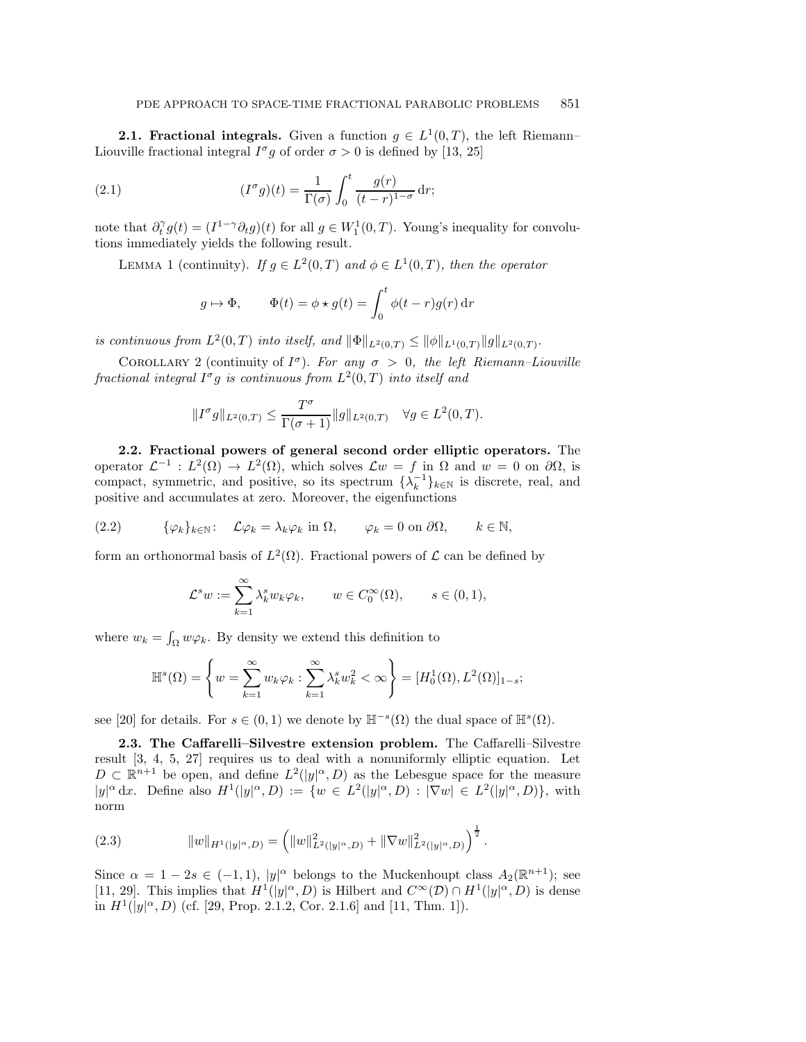**2.1. Fractional integrals.** Given a function $g \in L^1(0,T)$, the left Riemann–Liouville fractional integral $I^\sigma g$ of order $\sigma > 0$ is defined by [13, 25]

$$(I^\sigma g)(t) = \frac{1}{\Gamma(\sigma)} \int_0^t \frac{g(r)}{(t-r)^{1-\sigma}} \, \mathrm{d}r; \tag{2.1}$$

note that $\partial_t^\gamma g(t) = (I^{1-\gamma} \partial_t g)(t)$ for all $g \in W_1^1(0,T)$. Young's inequality for convolutions immediately yields the following result.

Lemma 1 (continuity). *If $g \in L^2(0,T)$ and $\phi \in L^1(0,T)$, then the operator*

$$g \mapsto \Phi, \qquad \Phi(t) = \phi \star g(t) = \int_0^t \phi(t-r) g(r) \, \mathrm{d}r$$

*is continuous from $L^2(0,T)$ into itself, and $\|\Phi\|_{L^2(0,T)} \leq \|\phi\|_{L^1(0,T)} \|g\|_{L^2(0,T)}$.*

Corollary 2 (continuity of $I^\sigma$). *For any $\sigma > 0$, the left Riemann–Liouville fractional integral $I^\sigma g$ is continuous from $L^2(0,T)$ into itself and*

$$\|I^\sigma g\|_{L^2(0,T)} \leq \frac{T^\sigma}{\Gamma(\sigma+1)} \|g\|_{L^2(0,T)} \quad \forall g \in L^2(0,T).$$

**2.2. Fractional powers of general second order elliptic operators.** The operator $\mathcal{L}^{-1} : L^2(\Omega) \to L^2(\Omega)$, which solves $\mathcal{L} w = f$ in $\Omega$ and $w = 0$ on $\partial\Omega$, is compact, symmetric, and positive, so its spectrum $\{\lambda_k^{-1}\}_{k \in \mathbb{N}}$ is discrete, real, and positive and accumulates at zero. Moreover, the eigenfunctions

$$\{\varphi_k\}_{k \in \mathbb{N}}: \quad \mathcal{L}\varphi_k = \lambda_k \varphi_k \text{ in } \Omega, \qquad \varphi_k = 0 \text{ on } \partial\Omega, \qquad k \in \mathbb{N}, \tag{2.2}$$

form an orthonormal basis of $L^2(\Omega)$. Fractional powers of $\mathcal{L}$ can be defined by

$$\mathcal{L}^s w := \sum_{k=1}^{\infty} \lambda_k^s w_k \varphi_k, \qquad w \in C_0^\infty(\Omega), \qquad s \in (0,1),$$

where $w_k = \int_\Omega w \varphi_k$. By density we extend this definition to

$$\mathbb{H}^s(\Omega) = \left\{ w = \sum_{k=1}^{\infty} w_k \varphi_k : \sum_{k=1}^{\infty} \lambda_k^s w_k^2 < \infty \right\} = [H_0^1(\Omega), L^2(\Omega)]_{1-s};$$

see [20] for details. For $s \in (0,1)$ we denote by $\mathbb{H}^{-s}(\Omega)$ the dual space of $\mathbb{H}^s(\Omega)$.

**2.3. The Caffarelli–Silvestre extension problem.** The Caffarelli–Silvestre result [3, 4, 5, 27] requires us to deal with a nonuniformly elliptic equation. Let $D \subset \mathbb{R}^{n+1}$ be open, and define $L^2(|y|^\alpha, D)$ as the Lebesgue space for the measure $|y|^\alpha \, \mathrm{d}x$. Define also $H^1(|y|^\alpha, D) := \{ w \in L^2(|y|^\alpha, D) : |\nabla w| \in L^2(|y|^\alpha, D) \}$, with norm

$$\|w\|_{H^1(|y|^\alpha, D)} = \left( \|w\|^2_{L^2(|y|^\alpha, D)} + \|\nabla w\|^2_{L^2(|y|^\alpha, D)} \right)^{\frac{1}{2}}. \tag{2.3}$$

Since $\alpha = 1 - 2s \in (-1,1)$, $|y|^\alpha$ belongs to the Muckenhoupt class $A_2(\mathbb{R}^{n+1})$; see [11, 29]. This implies that $H^1(|y|^\alpha, D)$ is Hilbert and $C^\infty(\mathcal{D}) \cap H^1(|y|^\alpha, D)$ is dense in $H^1(|y|^\alpha, D)$ (cf. [29, Prop. 2.1.2, Cor. 2.1.6] and [11, Thm. 1]).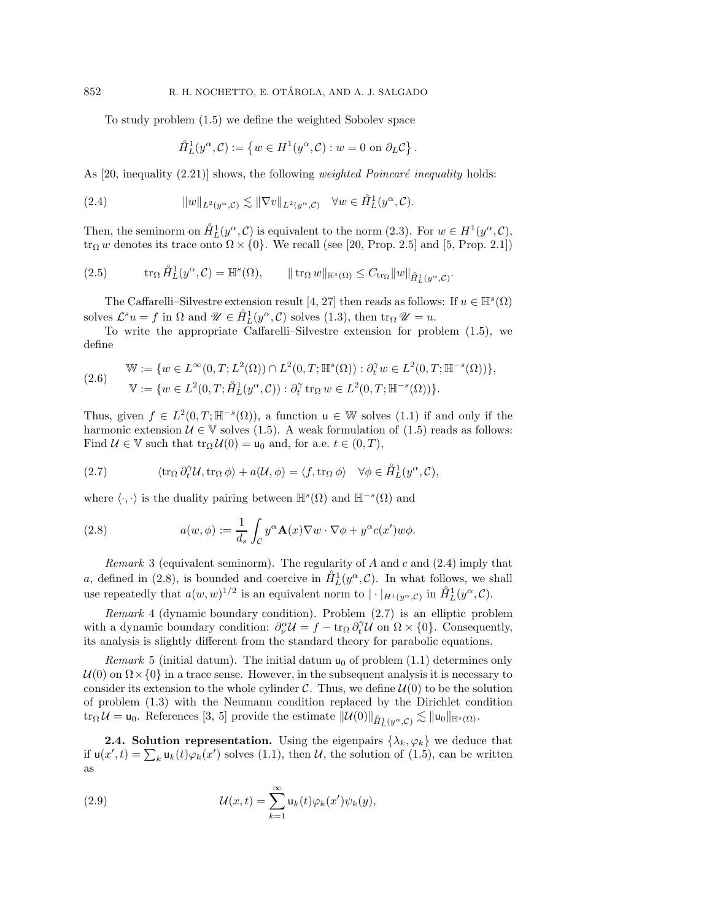To study problem (1.5) we define the weighted Sobolev space

$$\mathring{H}_L^1(y^\alpha, \mathcal{C}) := \left\{ w \in H^1(y^\alpha, \mathcal{C}) : w = 0 \text{ on } \partial_L \mathcal{C} \right\}.$$

As [20, inequality (2.21)] shows, the following *weighted Poincaré inequality* holds:

$$\|w\|_{L^2(y^\alpha,\mathcal{C})} \lesssim \|\nabla v\|_{L^2(y^\alpha,\mathcal{C})} \quad \forall w \in \mathring{H}_L^1(y^\alpha, \mathcal{C}). \tag{2.4}$$

Then, the seminorm on $\mathring{H}_L^1(y^\alpha, \mathcal{C})$ is equivalent to the norm (2.3). For $w \in H^1(y^\alpha, \mathcal{C})$, $\operatorname{tr}_\Omega w$ denotes its trace onto $\Omega \times \{0\}$. We recall (see [20, Prop. 2.5] and [5, Prop. 2.1])

$$\operatorname{tr}_\Omega \mathring{H}_L^1(y^\alpha, \mathcal{C}) = \mathbb{H}^s(\Omega), \qquad \|\operatorname{tr}_\Omega w\|_{\mathbb{H}^s(\Omega)} \leq C_{\operatorname{tr}_\Omega} \|w\|_{\mathring{H}_L^1(y^\alpha,\mathcal{C})}. \tag{2.5}$$

The Caffarelli–Silvestre extension result [4, 27] then reads as follows: If $u \in \mathbb{H}^s(\Omega)$ solves $\mathcal{L}^s u = f$ in $\Omega$ and $\mathscr{U} \in \mathring{H}_L^1(y^\alpha, \mathcal{C})$ solves (1.3), then $\operatorname{tr}_\Omega \mathscr{U} = u$.

To write the appropriate Caffarelli–Silvestre extension for problem (1.5), we define

$$\begin{aligned} \mathbb{W} &:= \{w \in L^\infty(0,T; L^2(\Omega)) \cap L^2(0,T;\mathbb{H}^s(\Omega)) : \partial_t^\gamma w \in L^2(0,T;\mathbb{H}^{-s}(\Omega))\}, \\ \mathbb{V} &:= \{w \in L^2(0,T;\mathring{H}_L^1(y^\alpha,\mathcal{C})) : \partial_t^\gamma \operatorname{tr}_\Omega w \in L^2(0,T;\mathbb{H}^{-s}(\Omega))\}. \end{aligned} \tag{2.6}$$

Thus, given $f \in L^2(0,T;\mathbb{H}^{-s}(\Omega))$, a function $\mathsf{u} \in \mathbb{W}$ solves (1.1) if and only if the harmonic extension $\mathcal{U} \in \mathbb{V}$ solves (1.5). A weak formulation of (1.5) reads as follows: Find $\mathcal{U} \in \mathbb{V}$ such that $\operatorname{tr}_\Omega \mathcal{U}(0) = \mathsf{u}_0$ and, for a.e. $t \in (0,T)$,

$$\langle \operatorname{tr}_\Omega \partial_t^\gamma \mathcal{U}, \operatorname{tr}_\Omega \phi \rangle + a(\mathcal{U}, \phi) = \langle f, \operatorname{tr}_\Omega \phi \rangle \quad \forall \phi \in \mathring{H}_L^1(y^\alpha, \mathcal{C}), \tag{2.7}$$

where $\langle \cdot, \cdot \rangle$ is the duality pairing between $\mathbb{H}^s(\Omega)$ and $\mathbb{H}^{-s}(\Omega)$ and

$$a(w,\phi) := \frac{1}{d_s} \int_{\mathcal{C}} y^\alpha \mathbf{A}(x) \nabla w \cdot \nabla \phi + y^\alpha c(x') w \phi. \tag{2.8}$$

*Remark* 3 (equivalent seminorm). The regularity of $A$ and $c$ and (2.4) imply that $a$, defined in (2.8), is bounded and coercive in $\mathring{H}_L^1(y^\alpha, \mathcal{C})$. In what follows, we shall use repeatedly that $a(w,w)^{1/2}$ is an equivalent norm to $|\cdot|_{H^1(y^\alpha,\mathcal{C})}$ in $\mathring{H}_L^1(y^\alpha, \mathcal{C})$.

*Remark* 4 (dynamic boundary condition). Problem (2.7) is an elliptic problem with a dynamic boundary condition: $\partial_\nu^\alpha \mathcal{U} = f - \operatorname{tr}_\Omega \partial_t^\gamma \mathcal{U}$ on $\Omega \times \{0\}$. Consequently, its analysis is slightly different from the standard theory for parabolic equations.

*Remark* 5 (initial datum). The initial datum $\mathsf{u}_0$ of problem (1.1) determines only $\mathcal{U}(0)$ on $\Omega \times \{0\}$ in a trace sense. However, in the subsequent analysis it is necessary to consider its extension to the whole cylinder $\mathcal{C}$. Thus, we define $\mathcal{U}(0)$ to be the solution of problem (1.3) with the Neumann condition replaced by the Dirichlet condition $\operatorname{tr}_\Omega \mathcal{U} = \mathsf{u}_0$. References [3, 5] provide the estimate $\|\mathcal{U}(0)\|_{\mathring{H}_L^1(y^\alpha,\mathcal{C})} \lesssim \|\mathsf{u}_0\|_{\mathbb{H}^s(\Omega)}$.

**2.4. Solution representation.** Using the eigenpairs $\{\lambda_k, \varphi_k\}$ we deduce that if $\mathsf{u}(x',t) = \sum_k \mathsf{u}_k(t)\varphi_k(x')$ solves (1.1), then $\mathcal{U}$, the solution of (1.5), can be written as

$$\mathcal{U}(x,t) = \sum_{k=1}^\infty \mathsf{u}_k(t) \varphi_k(x') \psi_k(y), \tag{2.9}$$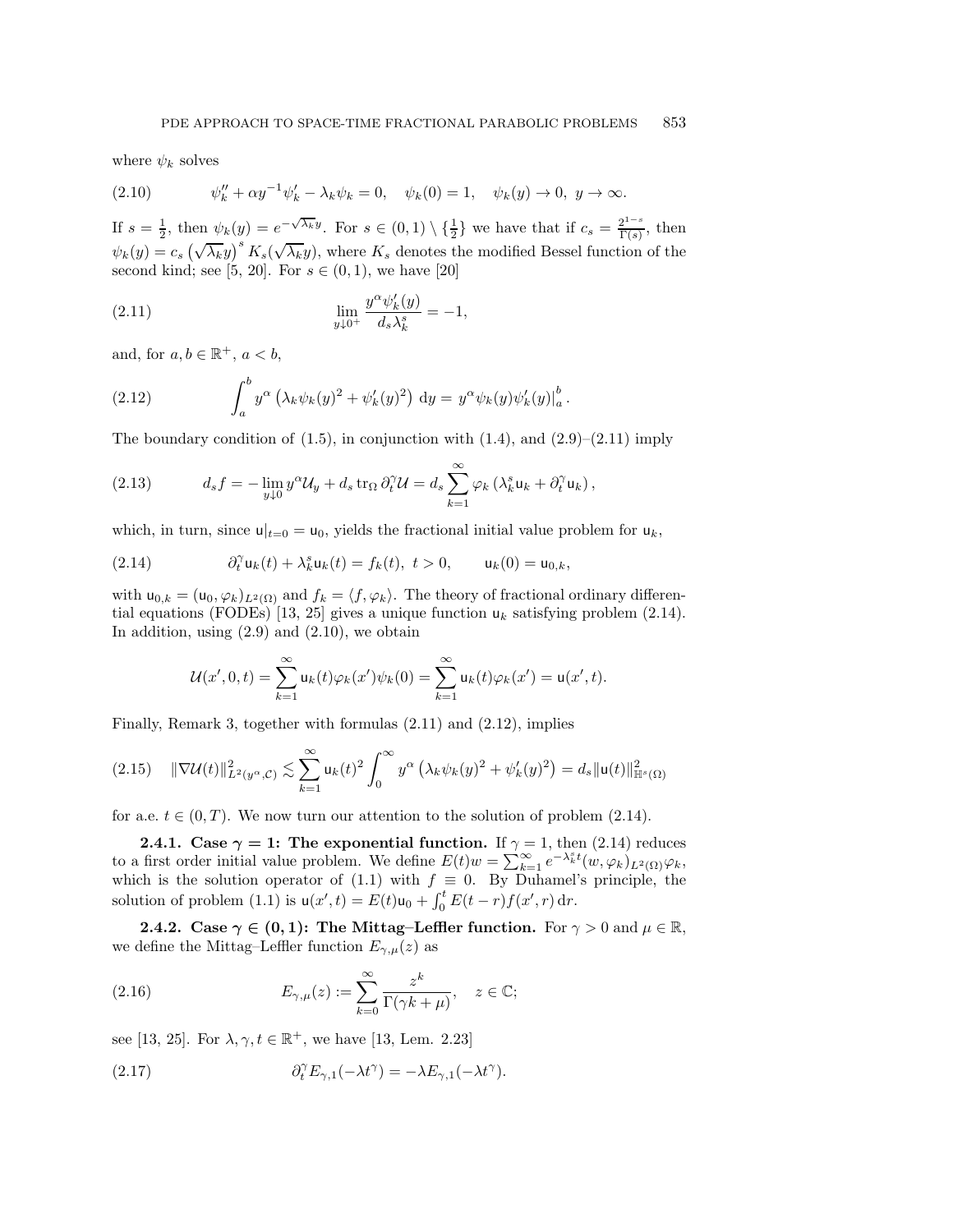where $\psi_k$ solves

$$\psi_k'' + \alpha y^{-1} \psi_k' - \lambda_k \psi_k = 0, \quad \psi_k(0) = 1, \quad \psi_k(y) \to 0, \ y \to \infty. \tag{2.10}$$

If $s = \frac{1}{2}$, then $\psi_k(y) = e^{-\sqrt{\lambda_k} y}$. For $s \in (0,1) \setminus \{\frac{1}{2}\}$ we have that if $c_s = \frac{2^{1-s}}{\Gamma(s)}$, then $\psi_k(y) = c_s \left(\sqrt{\lambda_k} y\right)^s K_s(\sqrt{\lambda_k} y)$, where $K_s$ denotes the modified Bessel function of the second kind; see [5, 20]. For $s \in (0,1)$, we have [20]

$$\lim_{y \downarrow 0^+} \frac{y^\alpha \psi_k'(y)}{d_s \lambda_k^s} = -1, \tag{2.11}$$

and, for $a, b \in \mathbb{R}^+$, $a < b$,

$$\int_a^b y^\alpha \left( \lambda_k \psi_k(y)^2 + \psi_k'(y)^2 \right) \, \mathrm{d}y = y^\alpha \psi_k(y) \psi_k'(y) \big|_a^b . \tag{2.12}$$

The boundary condition of (1.5), in conjunction with (1.4), and (2.9)–(2.11) imply

$$d_s f = -\lim_{y \downarrow 0} y^\alpha \mathcal{U}_y + d_s \operatorname{tr}_\Omega \partial_t^\gamma \mathcal{U} = d_s \sum_{k=1}^\infty \varphi_k \left( \lambda_k^s \mathsf{u}_k + \partial_t^\gamma \mathsf{u}_k \right), \tag{2.13}$$

which, in turn, since $\mathsf{u}|_{t=0} = \mathsf{u}_0$, yields the fractional initial value problem for $\mathsf{u}_k$,

$$\partial_t^\gamma \mathsf{u}_k(t) + \lambda_k^s \mathsf{u}_k(t) = f_k(t), \ t > 0, \qquad \mathsf{u}_k(0) = \mathsf{u}_{0,k}, \tag{2.14}$$

with $\mathsf{u}_{0,k} = (\mathsf{u}_0, \varphi_k)_{L^2(\Omega)}$ and $f_k = \langle f, \varphi_k \rangle$. The theory of fractional ordinary differential equations (FODEs) [13, 25] gives a unique function $\mathsf{u}_k$ satisfying problem (2.14). In addition, using (2.9) and (2.10), we obtain

$$\mathcal{U}(x', 0, t) = \sum_{k=1}^\infty \mathsf{u}_k(t) \varphi_k(x') \psi_k(0) = \sum_{k=1}^\infty \mathsf{u}_k(t) \varphi_k(x') = \mathsf{u}(x', t).$$

Finally, Remark 3, together with formulas (2.11) and (2.12), implies

$$\|\nabla \mathcal{U}(t)\|_{L^2(y^\alpha, \mathcal{C})}^2 \lesssim \sum_{k=1}^\infty \mathsf{u}_k(t)^2 \int_0^\infty y^\alpha \left( \lambda_k \psi_k(y)^2 + \psi_k'(y)^2 \right) = d_s \|\mathsf{u}(t)\|_{\mathbb{H}^s(\Omega)}^2 \tag{2.15}$$

for a.e. $t \in (0, T)$. We now turn our attention to the solution of problem (2.14).

**2.4.1. Case $\gamma = 1$: The exponential function.** If $\gamma = 1$, then (2.14) reduces to a first order initial value problem. We define $E(t)w = \sum_{k=1}^\infty e^{-\lambda_k^s t} (w, \varphi_k)_{L^2(\Omega)} \varphi_k$, which is the solution operator of (1.1) with $f \equiv 0$. By Duhamel's principle, the solution of problem (1.1) is $\mathsf{u}(x', t) = E(t)\mathsf{u}_0 + \int_0^t E(t - r) f(x', r) \, \mathrm{d}r$.

**2.4.2. Case $\gamma \in (0,1)$: The Mittag–Leffler function.** For $\gamma > 0$ and $\mu \in \mathbb{R}$, we define the Mittag–Leffler function $E_{\gamma,\mu}(z)$ as

$$E_{\gamma,\mu}(z) := \sum_{k=0}^\infty \frac{z^k}{\Gamma(\gamma k + \mu)}, \quad z \in \mathbb{C}; \tag{2.16}$$

see [13, 25]. For $\lambda, \gamma, t \in \mathbb{R}^+$, we have [13, Lem. 2.23]

$$\partial_t^\gamma E_{\gamma,1}(-\lambda t^\gamma) = -\lambda E_{\gamma,1}(-\lambda t^\gamma). \tag{2.17}$$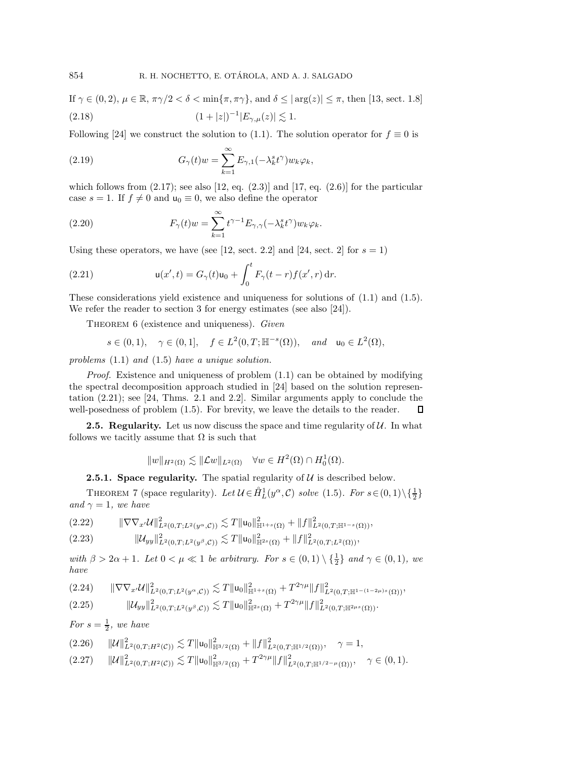If $\gamma \in (0,2)$, $\mu \in \mathbb{R}$, $\pi\gamma/2 < \delta < \min\{\pi, \pi\gamma\}$, and $\delta \leq |\arg(z)| \leq \pi$, then [13, sect. 1.8]

$$(1+|z|)^{-1}|E_{\gamma,\mu}(z)| \lesssim 1. \tag{2.18}$$

Following [24] we construct the solution to (1.1). The solution operator for $f \equiv 0$ is

$$G_\gamma(t)w = \sum_{k=1}^{\infty} E_{\gamma,1}(-\lambda_k^s t^\gamma) w_k \varphi_k, \tag{2.19}$$

which follows from (2.17); see also [12, eq. (2.3)] and [17, eq. (2.6)] for the particular case $s = 1$. If $f \neq 0$ and $\mathsf{u}_0 \equiv 0$, we also define the operator

$$F_\gamma(t)w = \sum_{k=1}^{\infty} t^{\gamma-1} E_{\gamma,\gamma}(-\lambda_k^s t^\gamma) w_k \varphi_k. \tag{2.20}$$

Using these operators, we have (see [12, sect. 2.2] and [24, sect. 2] for $s = 1$)

$$\mathsf{u}(x',t) = G_\gamma(t)\mathsf{u}_0 + \int_0^t F_\gamma(t-r) f(x',r)\,\mathrm{d}r. \tag{2.21}$$

These considerations yield existence and uniqueness for solutions of (1.1) and (1.5). We refer the reader to section 3 for energy estimates (see also [24]).

Theorem 6 (existence and uniqueness). *Given*

$$s \in (0,1), \quad \gamma \in (0,1], \quad f \in L^2(0,T;\mathbb{H}^{-s}(\Omega)), \quad \text{and} \quad \mathsf{u}_0 \in L^2(\Omega),$$

*problems* (1.1) *and* (1.5) *have a unique solution.*

*Proof.* Existence and uniqueness of problem (1.1) can be obtained by modifying the spectral decomposition approach studied in [24] based on the solution representation (2.21); see [24, Thms. 2.1 and 2.2]. Similar arguments apply to conclude the well-posedness of problem (1.5). For brevity, we leave the details to the reader. ∎

**2.5. Regularity.** Let us now discuss the space and time regularity of $\mathcal{U}$. In what follows we tacitly assume that $\Omega$ is such that

$$\|w\|_{H^2(\Omega)} \lesssim \|\mathcal{L}w\|_{L^2(\Omega)} \quad \forall w \in H^2(\Omega) \cap H_0^1(\Omega).$$

**2.5.1. Space regularity.** The spatial regularity of $\mathcal{U}$ is described below.

Theorem 7 (space regularity). *Let* $\mathcal{U} \in \mathring{H}_L^1(y^\alpha, \mathcal{C})$ *solve* (1.5). *For* $s \in (0,1)\setminus\{\frac{1}{2}\}$ *and* $\gamma = 1$, *we have*

$$\|\nabla\nabla_{x'}\mathcal{U}\|^2_{L^2(0,T;L^2(y^\alpha,\mathcal{C}))} \lesssim T\|\mathsf{u}_0\|^2_{\mathbb{H}^{1+s}(\Omega)} + \|f\|^2_{L^2(0,T;\mathbb{H}^{1-s}(\Omega))}, \tag{2.22}$$

$$\|\mathcal{U}_{yy}\|^2_{L^2(0,T;L^2(y^\beta,\mathcal{C}))} \lesssim T\|\mathsf{u}_0\|^2_{\mathbb{H}^{2s}(\Omega)} + \|f\|^2_{L^2(0,T;L^2(\Omega))}, \tag{2.23}$$

*with* $\beta > 2\alpha + 1$. *Let* $0 < \mu \ll 1$ *be arbitrary. For* $s \in (0,1)\setminus\{\frac{1}{2}\}$ *and* $\gamma \in (0,1)$, *we have*

$$\|\nabla\nabla_{x'}\mathcal{U}\|^2_{L^2(0,T;L^2(y^\alpha,\mathcal{C}))} \lesssim T\|\mathsf{u}_0\|^2_{\mathbb{H}^{1+s}(\Omega)} + T^{2\gamma\mu}\|f\|^2_{L^2(0,T;\mathbb{H}^{1-(1-2\mu)s}(\Omega))}, \tag{2.24}$$

$$\|\mathcal{U}_{yy}\|^2_{L^2(0,T;L^2(y^\beta,\mathcal{C}))} \lesssim T\|\mathsf{u}_0\|^2_{\mathbb{H}^{2s}(\Omega)} + T^{2\gamma\mu}\|f\|^2_{L^2(0,T;\mathbb{H}^{2\mu s}(\Omega))}. \tag{2.25}$$

*For* $s = \frac{1}{2}$, *we have*

$$\|\mathcal{U}\|^2_{L^2(0,T;H^2(\mathcal{C}))} \lesssim T\|\mathsf{u}_0\|^2_{\mathbb{H}^{3/2}(\Omega)} + \|f\|^2_{L^2(0,T;\mathbb{H}^{1/2}(\Omega))}, \quad \gamma = 1, \tag{2.26}$$

$$\|\mathcal{U}\|^2_{L^2(0,T;H^2(\mathcal{C}))} \lesssim T\|\mathsf{u}_0\|^2_{\mathbb{H}^{3/2}(\Omega)} + T^{2\gamma\mu}\|f\|^2_{L^2(0,T;\mathbb{H}^{1/2-\mu}(\Omega))}, \quad \gamma \in (0,1). \tag{2.27}$$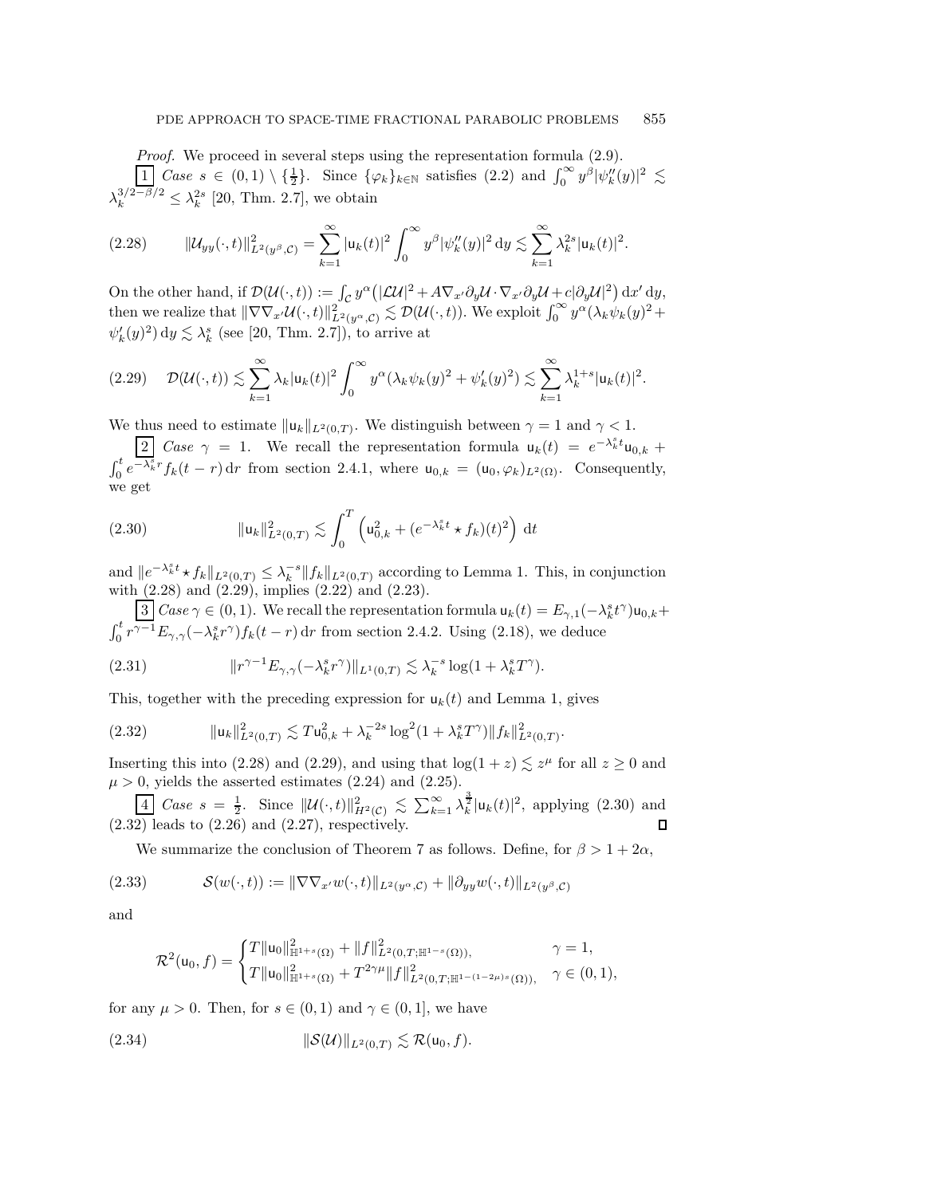*Proof.* We proceed in several steps using the representation formula (2.9).

1 *Case* $s \in (0,1) \setminus \{\frac{1}{2}\}$. Since $\{\varphi_k\}_{k\in\mathbb{N}}$ satisfies (2.2) and $\int_0^\infty y^\beta |\psi_k''(y)|^2 \lesssim \lambda_k^{3/2-\beta/2} \le \lambda_k^{2s}$ [20, Thm. 2.7], we obtain

$$\|\mathcal{U}_{yy}(\cdot,t)\|^2_{L^2(y^\beta,\mathcal{C})} = \sum_{k=1}^\infty |\mathsf{u}_k(t)|^2 \int_0^\infty y^\beta |\psi_k''(y)|^2 \, \mathrm{d}y \lesssim \sum_{k=1}^\infty \lambda_k^{2s} |\mathsf{u}_k(t)|^2. \tag{2.28}$$

On the other hand, if $\mathcal{D}(\mathcal{U}(\cdot,t)) := \int_{\mathcal{C}} y^\alpha \big( |\mathcal{L}\mathcal{U}|^2 + A\nabla_{x'}\partial_y \mathcal{U} \cdot \nabla_{x'}\partial_y \mathcal{U} + c|\partial_y \mathcal{U}|^2 \big) \, \mathrm{d}x' \, \mathrm{d}y$, then we realize that $\|\nabla\nabla_{x'}\mathcal{U}(\cdot,t)\|^2_{L^2(y^\alpha,\mathcal{C})} \lesssim \mathcal{D}(\mathcal{U}(\cdot,t))$. We exploit $\int_0^\infty y^\alpha(\lambda_k \psi_k(y)^2 + \psi_k'(y)^2)\,\mathrm{d}y \lesssim \lambda_k^s$ (see [20, Thm. 2.7]), to arrive at

$$\mathcal{D}(\mathcal{U}(\cdot,t)) \lesssim \sum_{k=1}^\infty \lambda_k |\mathsf{u}_k(t)|^2 \int_0^\infty y^\alpha (\lambda_k \psi_k(y)^2 + \psi_k'(y)^2) \lesssim \sum_{k=1}^\infty \lambda_k^{1+s} |\mathsf{u}_k(t)|^2. \tag{2.29}$$

We thus need to estimate $\|\mathsf{u}_k\|_{L^2(0,T)}$. We distinguish between $\gamma = 1$ and $\gamma < 1$.

2 *Case* $\gamma = 1$. We recall the representation formula $\mathsf{u}_k(t) = e^{-\lambda_k^s t}\mathsf{u}_{0,k} + \int_0^t e^{-\lambda_k^s r} f_k(t-r)\,\mathrm{d}r$ from section 2.4.1, where $\mathsf{u}_{0,k} = (\mathsf{u}_0, \varphi_k)_{L^2(\Omega)}$. Consequently, we get

$$\|\mathsf{u}_k\|^2_{L^2(0,T)} \lesssim \int_0^T \left( \mathsf{u}_{0,k}^2 + (e^{-\lambda_k^s t} \star f_k)(t)^2 \right) \, \mathrm{d}t \tag{2.30}$$

and $\|e^{-\lambda_k^s t} \star f_k\|_{L^2(0,T)} \le \lambda_k^{-s} \|f_k\|_{L^2(0,T)}$ according to Lemma 1. This, in conjunction with (2.28) and (2.29), implies (2.22) and (2.23).

3 *Case* $\gamma \in (0,1)$. We recall the representation formula $\mathsf{u}_k(t) = E_{\gamma,1}(-\lambda_k^s t^\gamma)\mathsf{u}_{0,k} + \int_0^t r^{\gamma-1} E_{\gamma,\gamma}(-\lambda_k^s r^\gamma) f_k(t-r)\,\mathrm{d}r$ from section 2.4.2. Using (2.18), we deduce

$$\|r^{\gamma-1} E_{\gamma,\gamma}(-\lambda_k^s r^\gamma)\|_{L^1(0,T)} \lesssim \lambda_k^{-s} \log(1 + \lambda_k^s T^\gamma). \tag{2.31}$$

This, together with the preceding expression for $\mathsf{u}_k(t)$ and Lemma 1, gives

$$\|\mathsf{u}_k\|^2_{L^2(0,T)} \lesssim T \mathsf{u}_{0,k}^2 + \lambda_k^{-2s} \log^2(1 + \lambda_k^s T^\gamma) \|f_k\|^2_{L^2(0,T)}. \tag{2.32}$$

Inserting this into (2.28) and (2.29), and using that $\log(1+z) \lesssim z^\mu$ for all $z \ge 0$ and $\mu > 0$, yields the asserted estimates (2.24) and (2.25).

4 *Case* $s = \frac{1}{2}$. Since $\|\mathcal{U}(\cdot,t)\|^2_{H^2(\mathcal{C})} \lesssim \sum_{k=1}^\infty \lambda_k^{\frac{3}{2}} |\mathsf{u}_k(t)|^2$, applying (2.30) and (2.32) leads to (2.26) and (2.27), respectively. ∎

We summarize the conclusion of Theorem 7 as follows. Define, for $\beta > 1 + 2\alpha$,

$$\mathcal{S}(w(\cdot,t)) := \|\nabla\nabla_{x'} w(\cdot,t)\|_{L^2(y^\alpha,\mathcal{C})} + \|\partial_{yy} w(\cdot,t)\|_{L^2(y^\beta,\mathcal{C})} \tag{2.33}$$

and

$$\mathcal{R}^2(\mathsf{u}_0, f) = \begin{cases} T\|\mathsf{u}_0\|^2_{\mathbb{H}^{1+s}(\Omega)} + \|f\|^2_{L^2(0,T;\mathbb{H}^{1-s}(\Omega))}, & \gamma = 1, \\ T\|\mathsf{u}_0\|^2_{\mathbb{H}^{1+s}(\Omega)} + T^{2\gamma\mu}\|f\|^2_{L^2(0,T;\mathbb{H}^{1-(1-2\mu)s}(\Omega))}, & \gamma \in (0,1), \end{cases}$$

for any $\mu > 0$. Then, for $s \in (0,1)$ and $\gamma \in (0,1]$, we have

$$\|\mathcal{S}(\mathcal{U})\|_{L^2(0,T)} \lesssim \mathcal{R}(\mathsf{u}_0, f). \tag{2.34}$$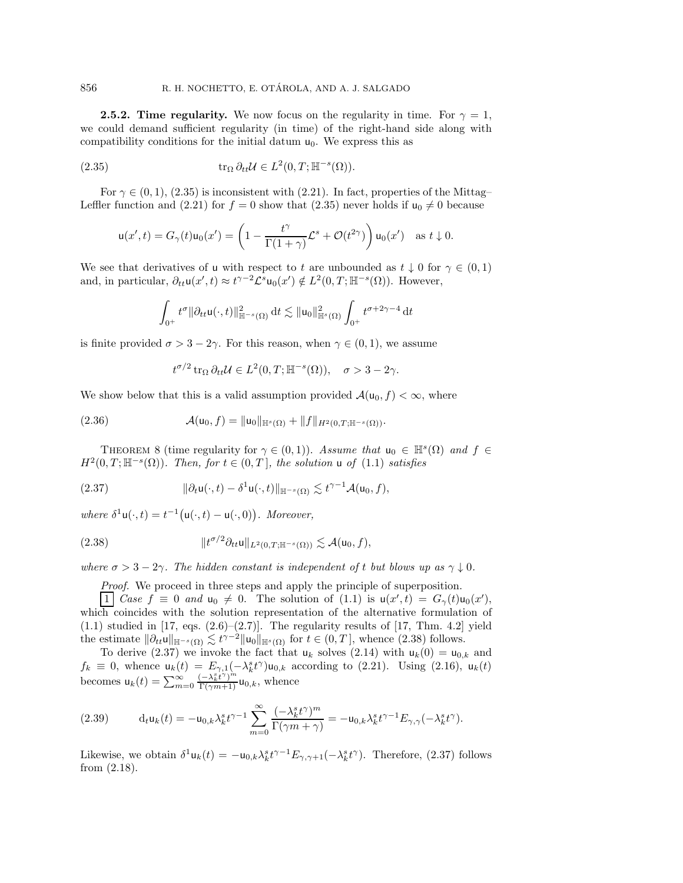**2.5.2. Time regularity.** We now focus on the regularity in time. For $\gamma = 1$, we could demand sufficient regularity (in time) of the right-hand side along with compatibility conditions for the initial datum $\mathsf{u}_0$. We express this as

$$\operatorname{tr}_\Omega \partial_{tt}\mathcal{U} \in L^2(0,T;\mathbb{H}^{-s}(\Omega)). \tag{2.35}$$

For $\gamma \in (0,1)$, (2.35) is inconsistent with (2.21). In fact, properties of the Mittag–Leffler function and (2.21) for $f = 0$ show that (2.35) never holds if $\mathsf{u}_0 \neq 0$ because

$$\mathsf{u}(x',t) = G_\gamma(t)\mathsf{u}_0(x') = \left(1 - \frac{t^\gamma}{\Gamma(1+\gamma)}\mathcal{L}^s + \mathcal{O}(t^{2\gamma})\right)\mathsf{u}_0(x') \quad \text{as } t \downarrow 0.$$

We see that derivatives of $\mathsf{u}$ with respect to $t$ are unbounded as $t \downarrow 0$ for $\gamma \in (0,1)$ and, in particular, $\partial_{tt}\mathsf{u}(x',t) \approx t^{\gamma-2}\mathcal{L}^s\mathsf{u}_0(x') \notin L^2(0,T;\mathbb{H}^{-s}(\Omega))$. However,

$$\int_{0^+} t^\sigma \|\partial_{tt}\mathsf{u}(\cdot,t)\|^2_{\mathbb{H}^{-s}(\Omega)} \,\mathrm{d}t \lesssim \|\mathsf{u}_0\|^2_{\mathbb{H}^s(\Omega)} \int_{0^+} t^{\sigma+2\gamma-4}\,\mathrm{d}t$$

is finite provided $\sigma > 3 - 2\gamma$. For this reason, when $\gamma \in (0,1)$, we assume

$$t^{\sigma/2}\operatorname{tr}_\Omega \partial_{tt}\mathcal{U} \in L^2(0,T;\mathbb{H}^{-s}(\Omega)), \quad \sigma > 3 - 2\gamma.$$

We show below that this is a valid assumption provided $\mathcal{A}(\mathsf{u}_0, f) < \infty$, where

$$\mathcal{A}(\mathsf{u}_0, f) = \|\mathsf{u}_0\|_{\mathbb{H}^s(\Omega)} + \|f\|_{H^2(0,T;\mathbb{H}^{-s}(\Omega))}. \tag{2.36}$$

THEOREM 8 (time regularity for $\gamma \in (0,1)$). *Assume that $\mathsf{u}_0 \in \mathbb{H}^s(\Omega)$ and $f \in H^2(0,T;\mathbb{H}^{-s}(\Omega))$. Then, for $t \in (0,T]$, the solution $\mathsf{u}$ of (1.1) satisfies*

$$\|\partial_t\mathsf{u}(\cdot,t) - \delta^1\mathsf{u}(\cdot,t)\|_{\mathbb{H}^{-s}(\Omega)} \lesssim t^{\gamma-1}\mathcal{A}(\mathsf{u}_0, f), \tag{2.37}$$

*where $\delta^1\mathsf{u}(\cdot,t) = t^{-1}\big(\mathsf{u}(\cdot,t) - \mathsf{u}(\cdot,0)\big)$. Moreover,*

$$\|t^{\sigma/2}\partial_{tt}\mathsf{u}\|_{L^2(0,T;\mathbb{H}^{-s}(\Omega))} \lesssim \mathcal{A}(\mathsf{u}_0, f), \tag{2.38}$$

*where $\sigma > 3 - 2\gamma$. The hidden constant is independent of $t$ but blows up as $\gamma \downarrow 0$.*

*Proof.* We proceed in three steps and apply the principle of superposition.

1 *Case $f \equiv 0$ and $\mathsf{u}_0 \neq 0$.* The solution of (1.1) is $\mathsf{u}(x',t) = G_\gamma(t)\mathsf{u}_0(x')$, which coincides with the solution representation of the alternative formulation of (1.1) studied in [17, eqs. (2.6)–(2.7)]. The regularity results of [17, Thm. 4.2] yield the estimate $\|\partial_{tt}\mathsf{u}\|_{\mathbb{H}^{-s}(\Omega)} \lesssim t^{\gamma-2}\|\mathsf{u}_0\|_{\mathbb{H}^s(\Omega)}$ for $t \in (0,T]$, whence (2.38) follows.

To derive (2.37) we invoke the fact that $\mathsf{u}_k$ solves (2.14) with $\mathsf{u}_k(0) = \mathsf{u}_{0,k}$ and $f_k \equiv 0$, whence $\mathsf{u}_k(t) = E_{\gamma,1}(-\lambda_k^s t^\gamma)\mathsf{u}_{0,k}$ according to (2.21). Using (2.16), $\mathsf{u}_k(t)$ becomes $\mathsf{u}_k(t) = \sum_{m=0}^\infty \frac{(-\lambda_k^s t^\gamma)^m}{\Gamma(\gamma m+1)}\mathsf{u}_{0,k}$, whence

$$\mathrm{d}_t\mathsf{u}_k(t) = -\mathsf{u}_{0,k}\lambda_k^s t^{\gamma-1}\sum_{m=0}^\infty \frac{(-\lambda_k^s t^\gamma)^m}{\Gamma(\gamma m+\gamma)} = -\mathsf{u}_{0,k}\lambda_k^s t^{\gamma-1}E_{\gamma,\gamma}(-\lambda_k^s t^\gamma). \tag{2.39}$$

Likewise, we obtain $\delta^1\mathsf{u}_k(t) = -\mathsf{u}_{0,k}\lambda_k^s t^{\gamma-1}E_{\gamma,\gamma+1}(-\lambda_k^s t^\gamma)$. Therefore, (2.37) follows from (2.18).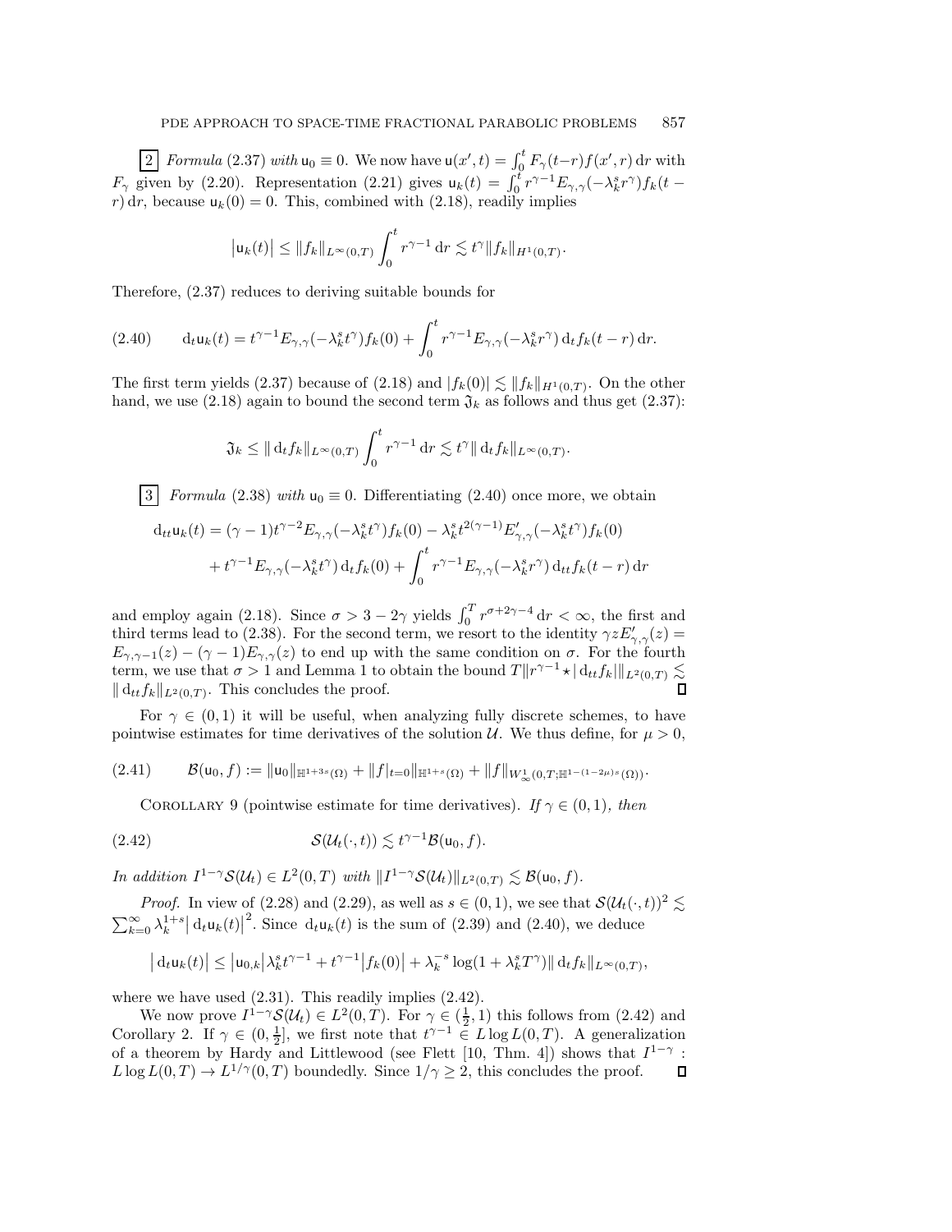$\boxed{2}$ *Formula* (2.37) *with* $\mathsf{u}_0 \equiv 0$. We now have $\mathsf{u}(x',t) = \int_0^t F_\gamma(t-r) f(x',r)\,\mathrm{d}r$ with $F_\gamma$ given by (2.20). Representation (2.21) gives $\mathsf{u}_k(t) = \int_0^t r^{\gamma-1} E_{\gamma,\gamma}(-\lambda_k^s r^\gamma) f_k(t-r)\,\mathrm{d}r$, because $\mathsf{u}_k(0) = 0$. This, combined with (2.18), readily implies

$$\left|\mathsf{u}_k(t)\right| \leq \|f_k\|_{L^\infty(0,T)} \int_0^t r^{\gamma-1}\,\mathrm{d}r \lesssim t^\gamma \|f_k\|_{H^1(0,T)}.$$

Therefore, (2.37) reduces to deriving suitable bounds for

$$\mathrm{d}_t \mathsf{u}_k(t) = t^{\gamma-1} E_{\gamma,\gamma}(-\lambda_k^s t^\gamma) f_k(0) + \int_0^t r^{\gamma-1} E_{\gamma,\gamma}(-\lambda_k^s r^\gamma)\,\mathrm{d}_t f_k(t-r)\,\mathrm{d}r. \tag{2.40}$$

The first term yields (2.37) because of (2.18) and $|f_k(0)| \lesssim \|f_k\|_{H^1(0,T)}$. On the other hand, we use (2.18) again to bound the second term $\mathfrak{J}_k$ as follows and thus get (2.37):

$$\mathfrak{J}_k \leq \|\mathrm{d}_t f_k\|_{L^\infty(0,T)} \int_0^t r^{\gamma-1}\,\mathrm{d}r \lesssim t^\gamma \|\mathrm{d}_t f_k\|_{L^\infty(0,T)}.$$

$\boxed{3}$ *Formula* (2.38) *with* $\mathsf{u}_0 \equiv 0$. Differentiating (2.40) once more, we obtain

$$\begin{aligned}
\mathrm{d}_{tt}\mathsf{u}_k(t) &= (\gamma-1)t^{\gamma-2} E_{\gamma,\gamma}(-\lambda_k^s t^\gamma) f_k(0) - \lambda_k^s t^{2(\gamma-1)} E'_{\gamma,\gamma}(-\lambda_k^s t^\gamma) f_k(0) \\
&\quad + t^{\gamma-1} E_{\gamma,\gamma}(-\lambda_k^s t^\gamma)\,\mathrm{d}_t f_k(0) + \int_0^t r^{\gamma-1} E_{\gamma,\gamma}(-\lambda_k^s r^\gamma)\,\mathrm{d}_{tt} f_k(t-r)\,\mathrm{d}r
\end{aligned}$$

and employ again (2.18). Since $\sigma > 3 - 2\gamma$ yields $\int_0^T r^{\sigma+2\gamma-4}\,\mathrm{d}r < \infty$, the first and third terms lead to (2.38). For the second term, we resort to the identity $\gamma z E'_{\gamma,\gamma}(z) = E_{\gamma,\gamma-1}(z) - (\gamma-1)E_{\gamma,\gamma}(z)$ to end up with the same condition on $\sigma$. For the fourth term, we use that $\sigma > 1$ and Lemma 1 to obtain the bound $T\|r^{\gamma-1} \star |\,\mathrm{d}_{tt} f_k|\|_{L^2(0,T)} \lesssim \|\mathrm{d}_{tt} f_k\|_{L^2(0,T)}$. This concludes the proof. $\square$

For $\gamma \in (0,1)$ it will be useful, when analyzing fully discrete schemes, to have pointwise estimates for time derivatives of the solution $\mathcal{U}$. We thus define, for $\mu > 0$,

$$\mathcal{B}(\mathsf{u}_0, f) := \|\mathsf{u}_0\|_{\mathbb{H}^{1+3s}(\Omega)} + \|f|_{t=0}\|_{\mathbb{H}^{1+s}(\Omega)} + \|f\|_{W^1_\infty(0,T;\mathbb{H}^{1-(1-2\mu)s}(\Omega))}. \tag{2.41}$$

Corollary 9 (pointwise estimate for time derivatives). *If* $\gamma \in (0,1)$*, then*

$$\mathcal{S}(\mathcal{U}_t(\cdot,t)) \lesssim t^{\gamma-1}\mathcal{B}(\mathsf{u}_0, f). \tag{2.42}$$

*In addition* $I^{1-\gamma}\mathcal{S}(\mathcal{U}_t) \in L^2(0,T)$ *with* $\|I^{1-\gamma}\mathcal{S}(\mathcal{U}_t)\|_{L^2(0,T)} \lesssim \mathcal{B}(\mathsf{u}_0, f)$.

*Proof.* In view of (2.28) and (2.29), as well as $s \in (0,1)$, we see that $\mathcal{S}(\mathcal{U}_t(\cdot,t))^2 \lesssim \sum_{k=0}^\infty \lambda_k^{1+s} \left|\mathrm{d}_t \mathsf{u}_k(t)\right|^2$. Since $\mathrm{d}_t \mathsf{u}_k(t)$ is the sum of (2.39) and (2.40), we deduce

$$\left|\mathrm{d}_t \mathsf{u}_k(t)\right| \leq \left|\mathsf{u}_{0,k}\right| \lambda_k^s t^{\gamma-1} + t^{\gamma-1}\left|f_k(0)\right| + \lambda_k^{-s} \log(1 + \lambda_k^s T^\gamma) \|\mathrm{d}_t f_k\|_{L^\infty(0,T)},$$

where we have used (2.31). This readily implies (2.42).

We now prove $I^{1-\gamma}\mathcal{S}(\mathcal{U}_t) \in L^2(0,T)$. For $\gamma \in (\frac{1}{2}, 1)$ this follows from (2.42) and Corollary 2. If $\gamma \in (0, \frac{1}{2}]$, we first note that $t^{\gamma-1} \in L\log L(0,T)$. A generalization of a theorem by Hardy and Littlewood (see Flett [10, Thm. 4]) shows that $I^{1-\gamma} : L\log L(0,T) \to L^{1/\gamma}(0,T)$ boundedly. Since $1/\gamma \geq 2$, this concludes the proof. $\square$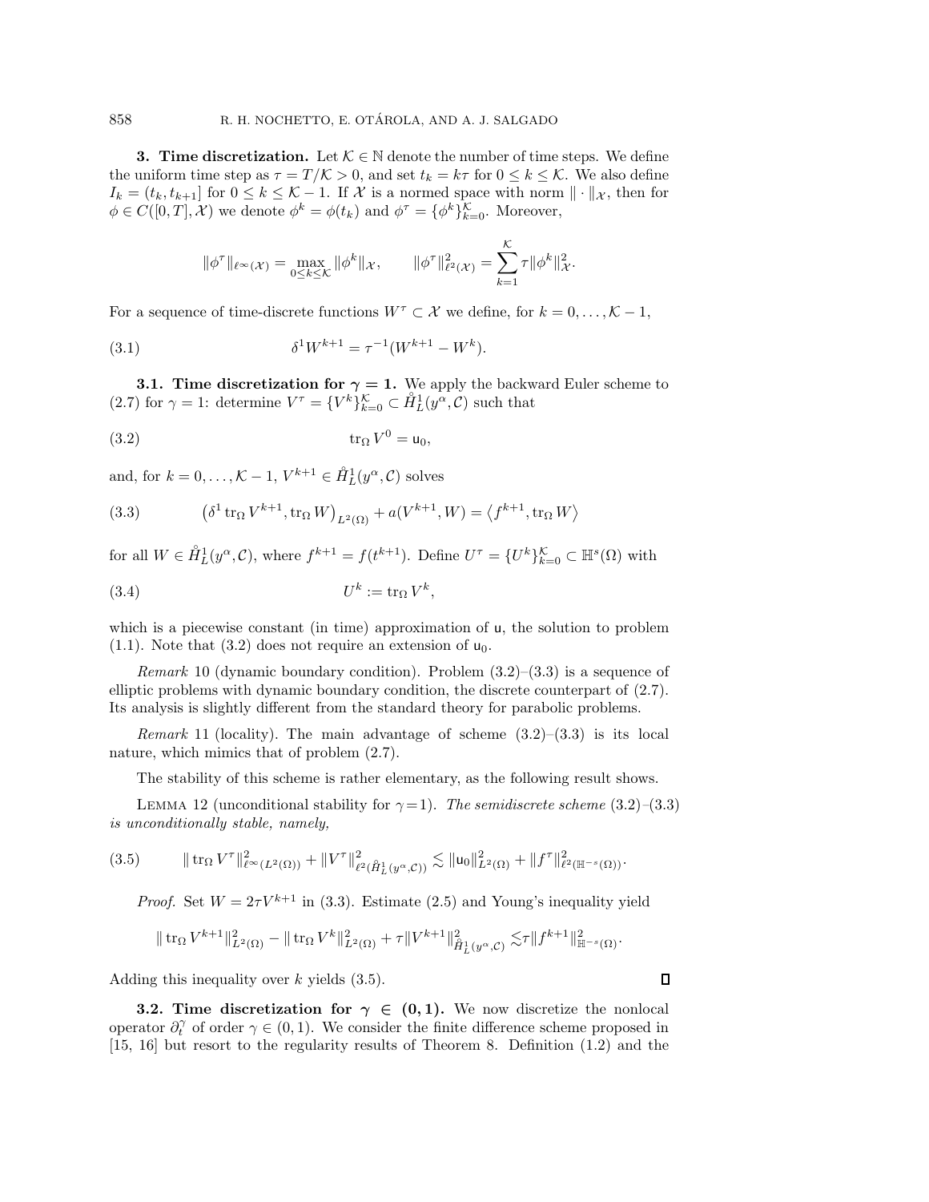**3. Time discretization.** Let $\mathcal{K} \in \mathbb{N}$ denote the number of time steps. We define the uniform time step as $\tau = T/\mathcal{K} > 0$, and set $t_k = k\tau$ for $0 \le k \le \mathcal{K}$. We also define $I_k = (t_k, t_{k+1}]$ for $0 \le k \le \mathcal{K} - 1$. If $\mathcal{X}$ is a normed space with norm $\| \cdot \|_{\mathcal{X}}$, then for $\phi \in C([0,T], \mathcal{X})$ we denote $\phi^k = \phi(t_k)$ and $\phi^\tau = \{\phi^k\}_{k=0}^{\mathcal{K}}$. Moreover,

$$
\|\phi^\tau\|_{\ell^\infty(\mathcal{X})} = \max_{0 \le k \le \mathcal{K}} \|\phi^k\|_{\mathcal{X}}, \qquad \|\phi^\tau\|_{\ell^2(\mathcal{X})}^2 = \sum_{k=1}^{\mathcal{K}} \tau \|\phi^k\|_{\mathcal{X}}^2.
$$

For a sequence of time-discrete functions $W^\tau \subset \mathcal{X}$ we define, for $k = 0, \dots, \mathcal{K} - 1$,

$$
\delta^1 W^{k+1} = \tau^{-1}(W^{k+1} - W^k). \tag{3.1}
$$

**3.1. Time discretization for $\boldsymbol{\gamma = 1}$.** We apply the backward Euler scheme to (2.7) for $\gamma = 1$: determine $V^\tau = \{V^k\}_{k=0}^{\mathcal{K}} \subset \mathring{H}_L^1(y^\alpha, \mathcal{C})$ such that

$$
\operatorname{tr}_\Omega V^0 = \mathsf{u}_0, \tag{3.2}
$$

and, for $k = 0, \dots, \mathcal{K} - 1$, $V^{k+1} \in \mathring{H}_L^1(y^\alpha, \mathcal{C})$ solves

$$
\left(\delta^1 \operatorname{tr}_\Omega V^{k+1}, \operatorname{tr}_\Omega W\right)_{L^2(\Omega)} + a(V^{k+1}, W) = \left\langle f^{k+1}, \operatorname{tr}_\Omega W \right\rangle \tag{3.3}
$$

for all $W \in \mathring{H}_L^1(y^\alpha, \mathcal{C})$, where $f^{k+1} = f(t^{k+1})$. Define $U^\tau = \{U^k\}_{k=0}^{\mathcal{K}} \subset \mathbb{H}^s(\Omega)$ with

$$
U^k := \operatorname{tr}_\Omega V^k, \tag{3.4}
$$

which is a piecewise constant (in time) approximation of $\mathsf{u}$, the solution to problem (1.1). Note that (3.2) does not require an extension of $\mathsf{u}_0$.

*Remark* 10 (dynamic boundary condition). Problem (3.2)–(3.3) is a sequence of elliptic problems with dynamic boundary condition, the discrete counterpart of (2.7). Its analysis is slightly different from the standard theory for parabolic problems.

*Remark* 11 (locality). The main advantage of scheme (3.2)–(3.3) is its local nature, which mimics that of problem (2.7).

The stability of this scheme is rather elementary, as the following result shows.

Lemma 12 (unconditional stability for $\gamma = 1$). *The semidiscrete scheme* (3.2)–(3.3) *is unconditionally stable, namely,*

$$
\|\operatorname{tr}_\Omega V^\tau\|_{\ell^\infty(L^2(\Omega))}^2 + \|V^\tau\|_{\ell^2(\mathring{H}_L^1(y^\alpha, \mathcal{C}))}^2 \lesssim \|\mathsf{u}_0\|_{L^2(\Omega)}^2 + \|f^\tau\|_{\ell^2(\mathbb{H}^{-s}(\Omega))}^2. \tag{3.5}
$$

*Proof.* Set $W = 2\tau V^{k+1}$ in (3.3). Estimate (2.5) and Young's inequality yield

$$
\|\operatorname{tr}_\Omega V^{k+1}\|_{L^2(\Omega)}^2 - \|\operatorname{tr}_\Omega V^k\|_{L^2(\Omega)}^2 + \tau \|V^{k+1}\|_{\mathring{H}_L^1(y^\alpha, \mathcal{C})}^2 \lesssim \tau \|f^{k+1}\|_{\mathbb{H}^{-s}(\Omega)}^2.
$$

Adding this inequality over $k$ yields (3.5). $\square$

**3.2. Time discretization for $\boldsymbol{\gamma \in (0,1)}$.** We now discretize the nonlocal operator $\partial_t^\gamma$ of order $\gamma \in (0,1)$. We consider the finite difference scheme proposed in [15, 16] but resort to the regularity results of Theorem 8. Definition (1.2) and the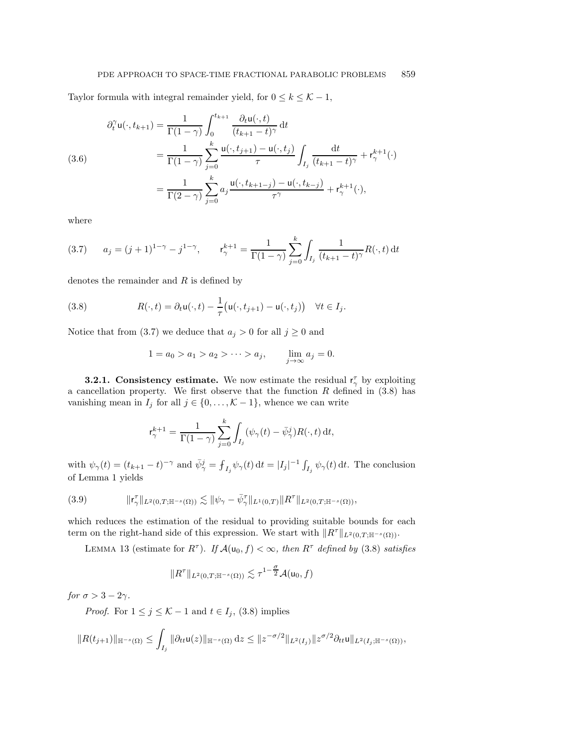Taylor formula with integral remainder yield, for $0 \le k \le \mathcal{K} - 1$,

$$
\begin{aligned}
\partial_t^\gamma \mathsf{u}(\cdot, t_{k+1}) &= \frac{1}{\Gamma(1-\gamma)} \int_0^{t_{k+1}} \frac{\partial_t \mathsf{u}(\cdot, t)}{(t_{k+1} - t)^\gamma} \, \mathrm{d}t \\
&= \frac{1}{\Gamma(1-\gamma)} \sum_{j=0}^{k} \frac{\mathsf{u}(\cdot, t_{j+1}) - \mathsf{u}(\cdot, t_j)}{\tau} \int_{I_j} \frac{\mathrm{d}t}{(t_{k+1} - t)^\gamma} + \mathsf{r}_\gamma^{k+1}(\cdot) \\
&= \frac{1}{\Gamma(2-\gamma)} \sum_{j=0}^{k} a_j \frac{\mathsf{u}(\cdot, t_{k+1-j}) - \mathsf{u}(\cdot, t_{k-j})}{\tau^\gamma} + \mathsf{r}_\gamma^{k+1}(\cdot),
\end{aligned} \tag{3.6}
$$

where

$$
a_j = (j+1)^{1-\gamma} - j^{1-\gamma}, \qquad \mathsf{r}_\gamma^{k+1} = \frac{1}{\Gamma(1-\gamma)} \sum_{j=0}^{k} \int_{I_j} \frac{1}{(t_{k+1} - t)^\gamma} R(\cdot, t) \, \mathrm{d}t \tag{3.7}
$$

denotes the remainder and $R$ is defined by

$$
R(\cdot, t) = \partial_t \mathsf{u}(\cdot, t) - \frac{1}{\tau}\big(\mathsf{u}(\cdot, t_{j+1}) - \mathsf{u}(\cdot, t_j)\big) \quad \forall t \in I_j. \tag{3.8}
$$

Notice that from (3.7) we deduce that $a_j > 0$ for all $j \geq 0$ and

$$
1 = a_0 > a_1 > a_2 > \cdots > a_j, \qquad \lim_{j \to \infty} a_j = 0.
$$

**3.2.1. Consistency estimate.** We now estimate the residual $\mathsf{r}_\gamma^\tau$ by exploiting a cancellation property. We first observe that the function $R$ defined in (3.8) has vanishing mean in $I_j$ for all $j \in \{0, \ldots, \mathcal{K} - 1\}$, whence we can write

$$
\mathsf{r}_\gamma^{k+1} = \frac{1}{\Gamma(1-\gamma)} \sum_{j=0}^{k} \int_{I_j} (\psi_\gamma(t) - \bar{\psi}_\gamma^j) R(\cdot, t) \, \mathrm{d}t,
$$

with $\psi_\gamma(t) = (t_{k+1} - t)^{-\gamma}$ and $\bar{\psi}_\gamma^j = \fint_{I_j} \psi_\gamma(t) \, \mathrm{d}t = |I_j|^{-1} \int_{I_j} \psi_\gamma(t) \, \mathrm{d}t$. The conclusion of Lemma 1 yields

$$
\|\mathsf{r}_\gamma^\tau\|_{L^2(0,T;\mathbb{H}^{-s}(\Omega))} \lesssim \|\psi_\gamma - \bar{\psi}_\gamma^\tau\|_{L^1(0,T)} \|R^\tau\|_{L^2(0,T;\mathbb{H}^{-s}(\Omega))}, \tag{3.9}
$$

which reduces the estimation of the residual to providing suitable bounds for each term on the right-hand side of this expression. We start with $\|R^\tau\|_{L^2(0,T;\mathbb{H}^{-s}(\Omega))}$.

Lemma 13 (estimate for $R^\tau$). *If $\mathcal{A}(\mathsf{u}_0, f) < \infty$, then $R^\tau$ defined by (3.8) satisfies*

$$
\|R^\tau\|_{L^2(0,T;\mathbb{H}^{-s}(\Omega))} \lesssim \tau^{1 - \frac{\sigma}{2}} \mathcal{A}(\mathsf{u}_0, f)
$$

*for $\sigma > 3 - 2\gamma$.*

*Proof.* For $1 \le j \le \mathcal{K} - 1$ and $t \in I_j$, (3.8) implies

$$
\|R(t_{j+1})\|_{\mathbb{H}^{-s}(\Omega)} \le \int_{I_j} \|\partial_{tt} \mathsf{u}(z)\|_{\mathbb{H}^{-s}(\Omega)} \, \mathrm{d}z \le \|z^{-\sigma/2}\|_{L^2(I_j)} \|z^{\sigma/2} \partial_{tt} \mathsf{u}\|_{L^2(I_j;\mathbb{H}^{-s}(\Omega))},
$$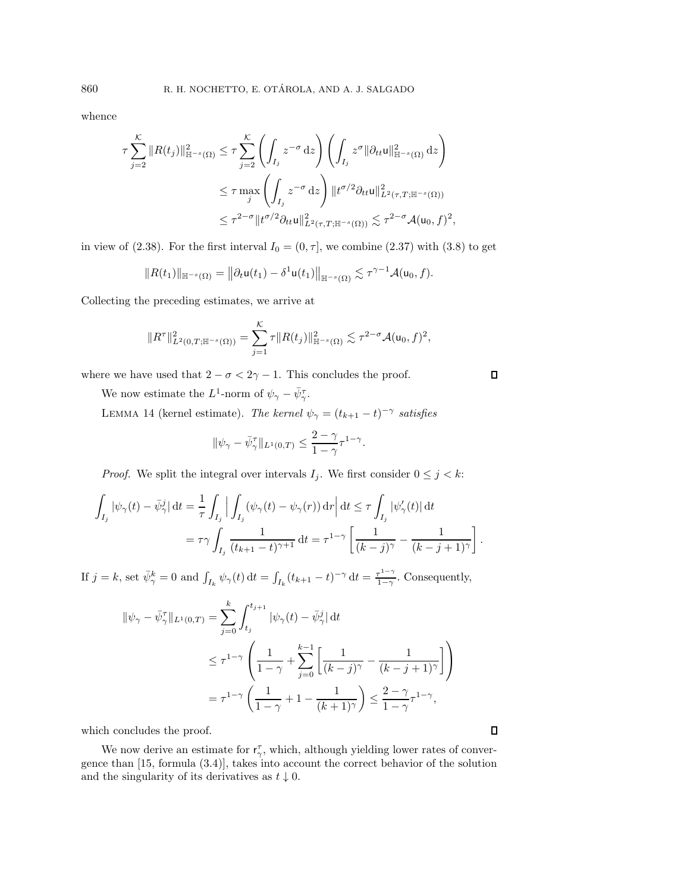whence

$$
\begin{aligned}
\tau \sum_{j=2}^{\mathcal{K}} \|R(t_j)\|_{\mathbb{H}^{-s}(\Omega)}^2 &\le \tau \sum_{j=2}^{\mathcal{K}} \left( \int_{I_j} z^{-\sigma} \, \mathrm{d}z \right) \left( \int_{I_j} z^{\sigma} \|\partial_{tt} \mathsf{u}\|_{\mathbb{H}^{-s}(\Omega)}^2 \, \mathrm{d}z \right) \\
&\le \tau \max_j \left( \int_{I_j} z^{-\sigma} \, \mathrm{d}z \right) \|t^{\sigma/2} \partial_{tt} \mathsf{u}\|_{L^2(\tau,T;\mathbb{H}^{-s}(\Omega))}^2 \\
&\le \tau^{2-\sigma} \|t^{\sigma/2} \partial_{tt} \mathsf{u}\|_{L^2(\tau,T;\mathbb{H}^{-s}(\Omega))}^2 \lesssim \tau^{2-\sigma} \mathcal{A}(\mathsf{u}_0, f)^2,
\end{aligned}
$$

in view of (2.38). For the first interval $I_0 = (0, \tau]$, we combine (2.37) with (3.8) to get

$$
\|R(t_1)\|_{\mathbb{H}^{-s}(\Omega)} = \left\| \partial_t \mathsf{u}(t_1) - \delta^1 \mathsf{u}(t_1) \right\|_{\mathbb{H}^{-s}(\Omega)} \lesssim \tau^{\gamma - 1} \mathcal{A}(\mathsf{u}_0, f).
$$

Collecting the preceding estimates, we arrive at

$$
\|R^\tau\|_{L^2(0,T;\mathbb{H}^{-s}(\Omega))}^2 = \sum_{j=1}^{\mathcal{K}} \tau \|R(t_j)\|_{\mathbb{H}^{-s}(\Omega)}^2 \lesssim \tau^{2-\sigma} \mathcal{A}(\mathsf{u}_0, f)^2,
$$

where we have used that $2 - \sigma < 2\gamma - 1$. This concludes the proof. $\square$

We now estimate the $L^1$-norm of $\psi_\gamma - \bar{\psi}_\gamma^\tau$.

Lemma 14 (kernel estimate). *The kernel $\psi_\gamma = (t_{k+1} - t)^{-\gamma}$ satisfies*

$$
\|\psi_\gamma - \bar{\psi}_\gamma^\tau\|_{L^1(0,T)} \le \frac{2-\gamma}{1-\gamma} \tau^{1-\gamma}.
$$

*Proof.* We split the integral over intervals $I_j$. We first consider $0 \le j < k$:

$$
\begin{aligned}
\int_{I_j} |\psi_\gamma(t) - \bar{\psi}_\gamma^j| \, \mathrm{d}t &= \frac{1}{\tau} \int_{I_j} \Big| \int_{I_j} (\psi_\gamma(t) - \psi_\gamma(r)) \, \mathrm{d}r \Big| \, \mathrm{d}t \le \tau \int_{I_j} |\psi_\gamma'(t)| \, \mathrm{d}t \\
&= \tau\gamma \int_{I_j} \frac{1}{(t_{k+1} - t)^{\gamma+1}} \, \mathrm{d}t = \tau^{1-\gamma} \left[ \frac{1}{(k-j)^\gamma} - \frac{1}{(k-j+1)^\gamma} \right].
\end{aligned}
$$

If $j = k$, set $\bar{\psi}_\gamma^k = 0$ and $\int_{I_k} \psi_\gamma(t) \, \mathrm{d}t = \int_{I_k} (t_{k+1} - t)^{-\gamma} \, \mathrm{d}t = \frac{\tau^{1-\gamma}}{1-\gamma}$. Consequently,

$$
\begin{aligned}
\|\psi_\gamma - \bar{\psi}_\gamma^\tau\|_{L^1(0,T)} &= \sum_{j=0}^{k} \int_{t_j}^{t_{j+1}} |\psi_\gamma(t) - \bar{\psi}_\gamma^j| \, \mathrm{d}t \\
&\le \tau^{1-\gamma} \left( \frac{1}{1-\gamma} + \sum_{j=0}^{k-1} \left[ \frac{1}{(k-j)^\gamma} - \frac{1}{(k-j+1)^\gamma} \right] \right) \\
&= \tau^{1-\gamma} \left( \frac{1}{1-\gamma} + 1 - \frac{1}{(k+1)^\gamma} \right) \le \frac{2-\gamma}{1-\gamma} \tau^{1-\gamma},
\end{aligned}
$$

which concludes the proof. $\square$

We now derive an estimate for $\mathsf{r}_\gamma^\tau$, which, although yielding lower rates of convergence than [15, formula (3.4)], takes into account the correct behavior of the solution and the singularity of its derivatives as $t \downarrow 0$.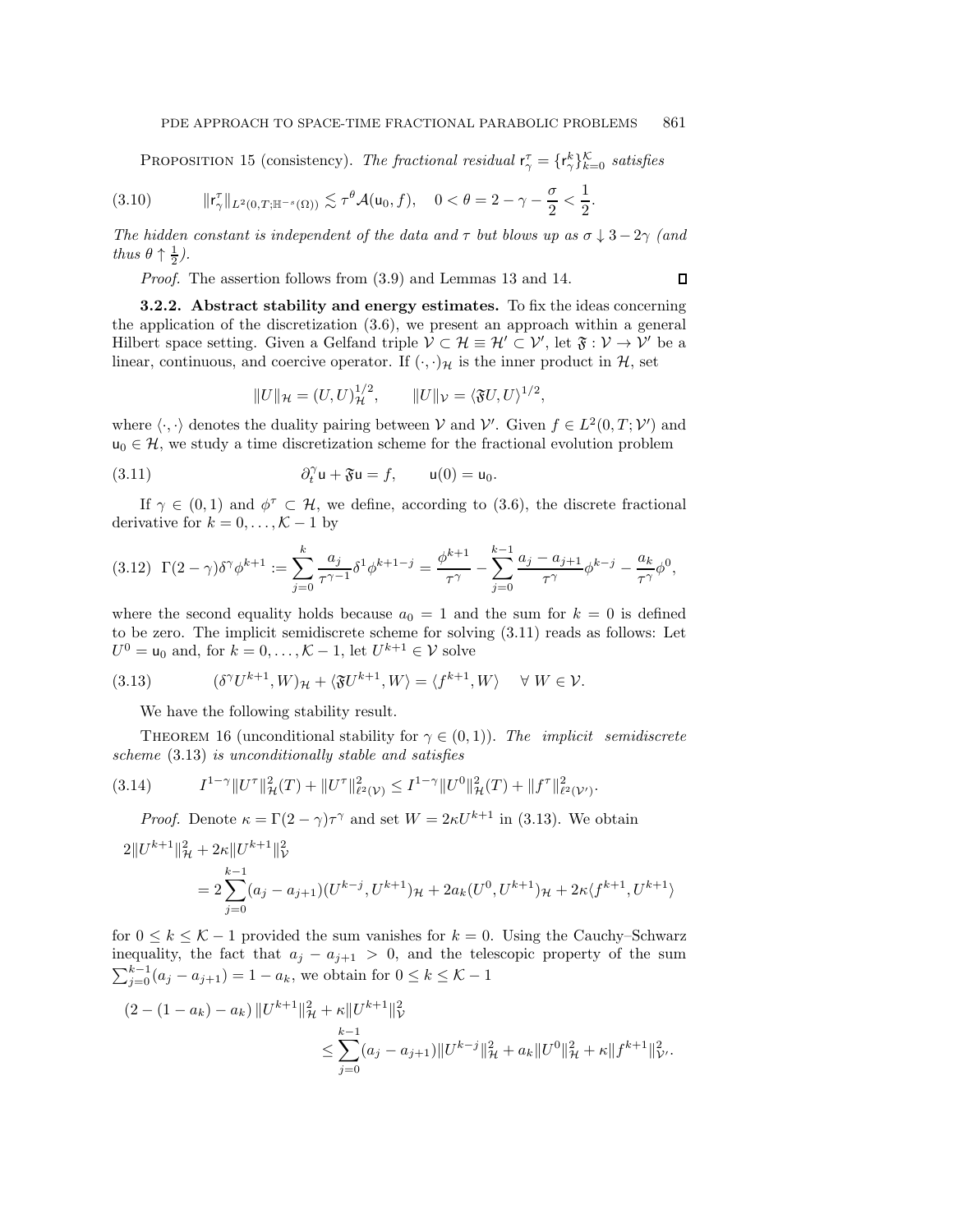PROPOSITION 15 (consistency). *The fractional residual* $\mathsf{r}_\gamma^\tau = \{\mathsf{r}_\gamma^k\}_{k=0}^{\mathcal{K}}$ *satisfies*

$$\|\mathsf{r}_\gamma^\tau\|_{L^2(0,T;\mathbb{H}^{-s}(\Omega))} \lesssim \tau^\theta \mathcal{A}(\mathsf{u}_0, f), \quad 0 < \theta = 2 - \gamma - \frac{\sigma}{2} < \frac{1}{2}. \tag{3.10}$$

*The hidden constant is independent of the data and* $\tau$ *but blows up as* $\sigma \downarrow 3 - 2\gamma$ *(and thus* $\theta \uparrow \frac{1}{2}$*).*

*Proof.* The assertion follows from (3.9) and Lemmas 13 and 14. ◻

### 3.2.2. Abstract stability and energy estimates.

To fix the ideas concerning the application of the discretization (3.6), we present an approach within a general Hilbert space setting. Given a Gelfand triple $\mathcal{V} \subset \mathcal{H} \equiv \mathcal{H}' \subset \mathcal{V}'$, let $\mathfrak{F} : \mathcal{V} \to \mathcal{V}'$ be a linear, continuous, and coercive operator. If $(\cdot,\cdot)_{\mathcal{H}}$ is the inner product in $\mathcal{H}$, set

$$\|U\|_{\mathcal{H}} = (U,U)_{\mathcal{H}}^{1/2}, \qquad \|U\|_{\mathcal{V}} = \langle \mathfrak{F}U, U\rangle^{1/2},$$

where $\langle \cdot,\cdot\rangle$ denotes the duality pairing between $\mathcal{V}$ and $\mathcal{V}'$. Given $f \in L^2(0,T;\mathcal{V}')$ and $\mathsf{u}_0 \in \mathcal{H}$, we study a time discretization scheme for the fractional evolution problem

$$\partial_t^\gamma \mathsf{u} + \mathfrak{F}\mathsf{u} = f, \qquad \mathsf{u}(0) = \mathsf{u}_0. \tag{3.11}$$

If $\gamma \in (0,1)$ and $\phi^\tau \subset \mathcal{H}$, we define, according to (3.6), the discrete fractional derivative for $k = 0, \ldots, \mathcal{K}-1$ by

$$\Gamma(2-\gamma)\delta^\gamma \phi^{k+1} := \sum_{j=0}^{k} \frac{a_j}{\tau^{\gamma-1}} \delta^1 \phi^{k+1-j} = \frac{\phi^{k+1}}{\tau^\gamma} - \sum_{j=0}^{k-1} \frac{a_j - a_{j+1}}{\tau^\gamma}\phi^{k-j} - \frac{a_k}{\tau^\gamma}\phi^0, \tag{3.12}$$

where the second equality holds because $a_0 = 1$ and the sum for $k = 0$ is defined to be zero. The implicit semidiscrete scheme for solving (3.11) reads as follows: Let $U^0 = \mathsf{u}_0$ and, for $k = 0, \ldots, \mathcal{K}-1$, let $U^{k+1} \in \mathcal{V}$ solve

$$(\delta^\gamma U^{k+1}, W)_{\mathcal{H}} + \langle \mathfrak{F}U^{k+1}, W\rangle = \langle f^{k+1}, W\rangle \quad \forall\, W \in \mathcal{V}. \tag{3.13}$$

We have the following stability result.

THEOREM 16 (unconditional stability for $\gamma \in (0,1)$). *The implicit semidiscrete scheme* (3.13) *is unconditionally stable and satisfies*

$$I^{1-\gamma}\|U^\tau\|_{\mathcal{H}}^2(T) + \|U^\tau\|_{\ell^2(\mathcal{V})}^2 \le I^{1-\gamma}\|U^0\|_{\mathcal{H}}^2(T) + \|f^\tau\|_{\ell^2(\mathcal{V}')}^2. \tag{3.14}$$

*Proof.* Denote $\kappa = \Gamma(2-\gamma)\tau^\gamma$ and set $W = 2\kappa U^{k+1}$ in (3.13). We obtain

$$\begin{aligned}
2\|U^{k+1}\|_{\mathcal{H}}^2 &+ 2\kappa\|U^{k+1}\|_{\mathcal{V}}^2 \\
&= 2\sum_{j=0}^{k-1}(a_j - a_{j+1})(U^{k-j}, U^{k+1})_{\mathcal{H}} + 2a_k(U^0, U^{k+1})_{\mathcal{H}} + 2\kappa\langle f^{k+1}, U^{k+1}\rangle
\end{aligned}$$

for $0 \le k \le \mathcal{K}-1$ provided the sum vanishes for $k = 0$. Using the Cauchy–Schwarz inequality, the fact that $a_j - a_{j+1} > 0$, and the telescopic property of the sum $\sum_{j=0}^{k-1}(a_j - a_{j+1}) = 1 - a_k$, we obtain for $0 \le k \le \mathcal{K}-1$

$$\begin{aligned}
(2 - (1-a_k) - a_k)\,\|U^{k+1}\|_{\mathcal{H}}^2 &+ \kappa\|U^{k+1}\|_{\mathcal{V}}^2 \\
&\le \sum_{j=0}^{k-1}(a_j - a_{j+1})\|U^{k-j}\|_{\mathcal{H}}^2 + a_k\|U^0\|_{\mathcal{H}}^2 + \kappa\|f^{k+1}\|_{\mathcal{V}'}^2.
\end{aligned}$$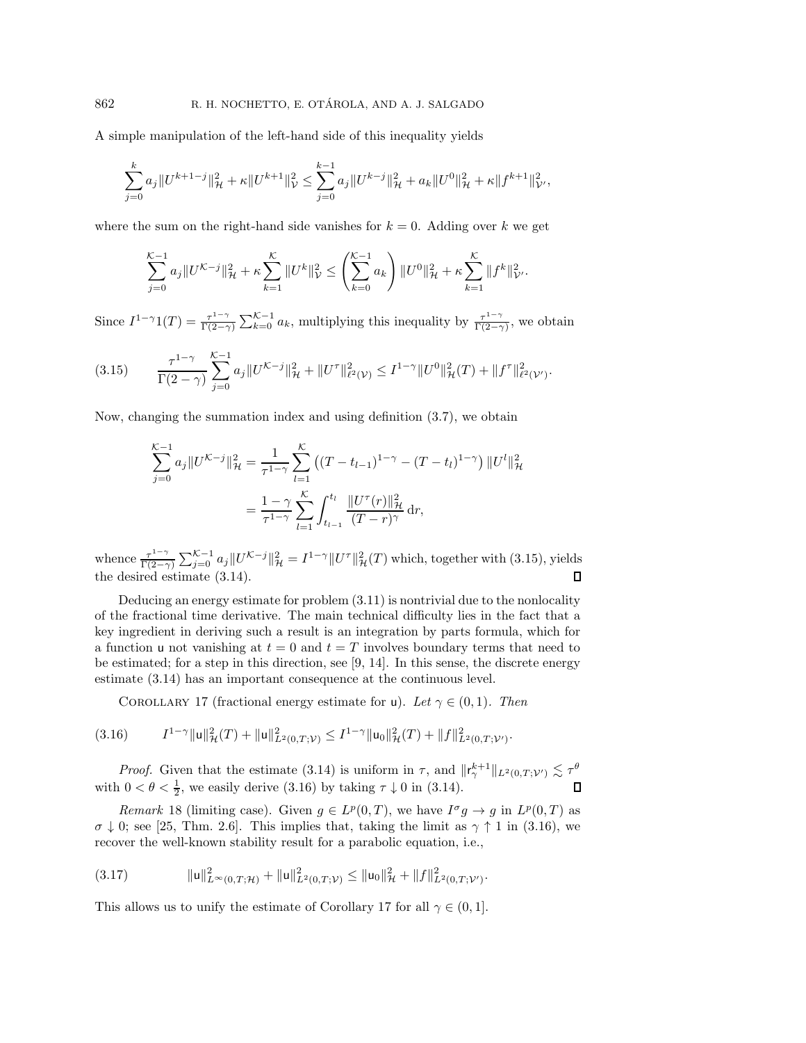A simple manipulation of the left-hand side of this inequality yields

$$\sum_{j=0}^{k} a_j \|U^{k+1-j}\|_{\mathcal{H}}^2 + \kappa \|U^{k+1}\|_{\mathcal{V}}^2 \le \sum_{j=0}^{k-1} a_j \|U^{k-j}\|_{\mathcal{H}}^2 + a_k \|U^0\|_{\mathcal{H}}^2 + \kappa \|f^{k+1}\|_{\mathcal{V}'}^2,$$

where the sum on the right-hand side vanishes for $k = 0$. Adding over $k$ we get

$$\sum_{j=0}^{\mathcal{K}-1} a_j \|U^{\mathcal{K}-j}\|_{\mathcal{H}}^2 + \kappa \sum_{k=1}^{\mathcal{K}} \|U^k\|_{\mathcal{V}}^2 \le \left( \sum_{k=0}^{\mathcal{K}-1} a_k \right) \|U^0\|_{\mathcal{H}}^2 + \kappa \sum_{k=1}^{\mathcal{K}} \|f^k\|_{\mathcal{V}'}^2.$$

Since $I^{1-\gamma}1(T) = \frac{\tau^{1-\gamma}}{\Gamma(2-\gamma)} \sum_{k=0}^{\mathcal{K}-1} a_k$, multiplying this inequality by $\frac{\tau^{1-\gamma}}{\Gamma(2-\gamma)}$, we obtain

$$\frac{\tau^{1-\gamma}}{\Gamma(2-\gamma)} \sum_{j=0}^{\mathcal{K}-1} a_j \|U^{\mathcal{K}-j}\|_{\mathcal{H}}^2 + \|U^\tau\|_{\ell^2(\mathcal{V})}^2 \le I^{1-\gamma}\|U^0\|_{\mathcal{H}}^2(T) + \|f^\tau\|_{\ell^2(\mathcal{V}')}^2. \tag{3.15}$$

Now, changing the summation index and using definition (3.7), we obtain

$$\begin{aligned}
\sum_{j=0}^{\mathcal{K}-1} a_j \|U^{\mathcal{K}-j}\|_{\mathcal{H}}^2 &= \frac{1}{\tau^{1-\gamma}} \sum_{l=1}^{\mathcal{K}} \left( (T-t_{l-1})^{1-\gamma} - (T-t_l)^{1-\gamma} \right) \|U^l\|_{\mathcal{H}}^2 \\
&= \frac{1-\gamma}{\tau^{1-\gamma}} \sum_{l=1}^{\mathcal{K}} \int_{t_{l-1}}^{t_l} \frac{\|U^\tau(r)\|_{\mathcal{H}}^2}{(T-r)^\gamma} \, \mathrm{d}r,
\end{aligned}$$

whence $\frac{\tau^{1-\gamma}}{\Gamma(2-\gamma)} \sum_{j=0}^{\mathcal{K}-1} a_j \|U^{\mathcal{K}-j}\|_{\mathcal{H}}^2 = I^{1-\gamma}\|U^\tau\|_{\mathcal{H}}^2(T)$ which, together with (3.15), yields the desired estimate (3.14). ∎

Deducing an energy estimate for problem (3.11) is nontrivial due to the nonlocality of the fractional time derivative. The main technical difficulty lies in the fact that a key ingredient in deriving such a result is an integration by parts formula, which for a function $\mathsf{u}$ not vanishing at $t = 0$ and $t = T$ involves boundary terms that need to be estimated; for a step in this direction, see [9, 14]. In this sense, the discrete energy estimate (3.14) has an important consequence at the continuous level.

Corollary 17 (fractional energy estimate for $\mathsf{u}$). *Let $\gamma \in (0, 1)$. Then*

$$I^{1-\gamma}\|\mathsf{u}\|_{\mathcal{H}}^2(T) + \|\mathsf{u}\|_{L^2(0,T;\mathcal{V})}^2 \le I^{1-\gamma}\|\mathsf{u}_0\|_{\mathcal{H}}^2(T) + \|f\|_{L^2(0,T;\mathcal{V}')}^2. \tag{3.16}$$

*Proof.* Given that the estimate (3.14) is uniform in $\tau$, and $\|\mathsf{r}_\gamma^{k+1}\|_{L^2(0,T;\mathcal{V}')} \lesssim \tau^\theta$ with $0 < \theta < \frac{1}{2}$, we easily derive (3.16) by taking $\tau \downarrow 0$ in (3.14). ∎

*Remark* 18 (limiting case). Given $g \in L^p(0, T)$, we have $I^\sigma g \to g$ in $L^p(0, T)$ as $\sigma \downarrow 0$; see [25, Thm. 2.6]. This implies that, taking the limit as $\gamma \uparrow 1$ in (3.16), we recover the well-known stability result for a parabolic equation, i.e.,

$$\|\mathsf{u}\|_{L^\infty(0,T;\mathcal{H})}^2 + \|\mathsf{u}\|_{L^2(0,T;\mathcal{V})}^2 \le \|\mathsf{u}_0\|_{\mathcal{H}}^2 + \|f\|_{L^2(0,T;\mathcal{V}')}^2. \tag{3.17}$$

This allows us to unify the estimate of Corollary 17 for all $\gamma \in (0, 1]$.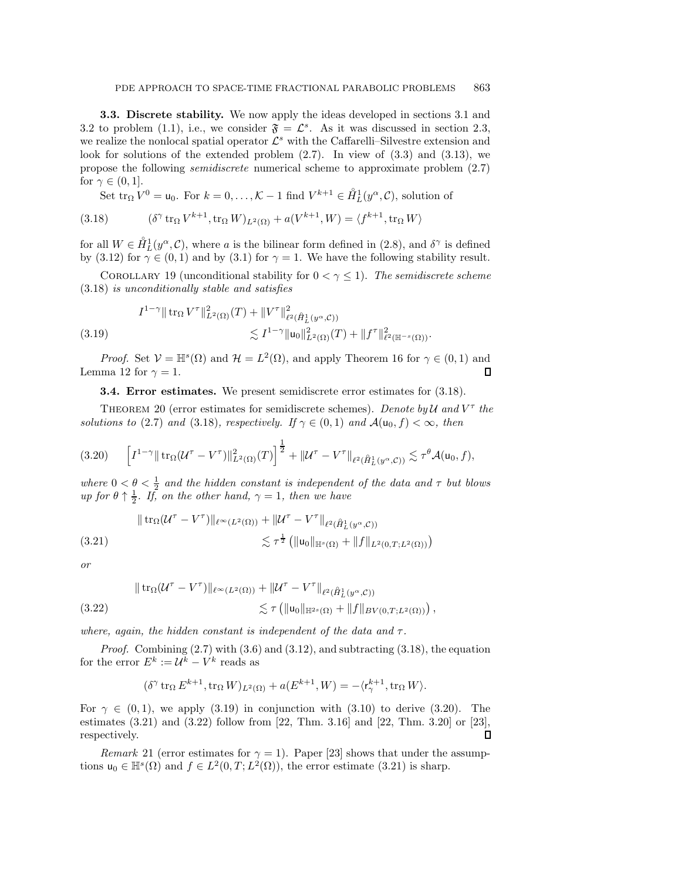### 3.3. Discrete stability.

We now apply the ideas developed in sections 3.1 and 3.2 to problem (1.1), i.e., we consider $\mathfrak{F} = \mathcal{L}^s$. As it was discussed in section 2.3, we realize the nonlocal spatial operator $\mathcal{L}^s$ with the Caffarelli–Silvestre extension and look for solutions of the extended problem (2.7). In view of (3.3) and (3.13), we propose the following *semidiscrete* numerical scheme to approximate problem (2.7) for $\gamma \in (0, 1]$.

Set $\operatorname{tr}_\Omega V^0 = \mathsf{u}_0$. For $k = 0, \ldots, \mathcal{K} - 1$ find $V^{k+1} \in \mathring{H}^1_L(y^\alpha, \mathcal{C})$, solution of

$$
(\delta^\gamma \operatorname{tr}_\Omega V^{k+1}, \operatorname{tr}_\Omega W)_{L^2(\Omega)} + a(V^{k+1}, W) = \langle f^{k+1}, \operatorname{tr}_\Omega W \rangle \tag{3.18}
$$

for all $W \in \mathring{H}^1_L(y^\alpha, \mathcal{C})$, where $a$ is the bilinear form defined in (2.8), and $\delta^\gamma$ is defined by (3.12) for $\gamma \in (0, 1)$ and by (3.1) for $\gamma = 1$. We have the following stability result.

COROLLARY 19 (unconditional stability for $0 < \gamma \leq 1$). *The semidiscrete scheme* (3.18) *is unconditionally stable and satisfies*

$$
\begin{aligned}
&I^{1-\gamma} \| \operatorname{tr}_\Omega V^\tau \|^2_{L^2(\Omega)}(T) + \|V^\tau\|^2_{\ell^2(\mathring{H}^1_L(y^\alpha, \mathcal{C}))} \\
&\qquad \lesssim I^{1-\gamma} \|\mathsf{u}_0\|^2_{L^2(\Omega)}(T) + \|f^\tau\|^2_{\ell^2(\mathbb{H}^{-s}(\Omega))}.
\end{aligned} \tag{3.19}
$$

*Proof.* Set $\mathcal{V} = \mathbb{H}^s(\Omega)$ and $\mathcal{H} = L^2(\Omega)$, and apply Theorem 16 for $\gamma \in (0, 1)$ and Lemma 12 for $\gamma = 1$. $\square$

### 3.4. Error estimates.

We present semidiscrete error estimates for (3.18).

THEOREM 20 (error estimates for semidiscrete schemes). *Denote by $\mathcal{U}$ and $V^\tau$ the solutions to* (2.7) *and* (3.18)*, respectively. If $\gamma \in (0, 1)$ and $\mathcal{A}(\mathsf{u}_0, f) < \infty$, then*

$$
\left[ I^{1-\gamma} \| \operatorname{tr}_\Omega (\mathcal{U}^\tau - V^\tau) \|^2_{L^2(\Omega)}(T) \right]^{\frac{1}{2}} + \|\mathcal{U}^\tau - V^\tau\|_{\ell^2(\mathring{H}^1_L(y^\alpha, \mathcal{C}))} \lesssim \tau^\theta \mathcal{A}(\mathsf{u}_0, f), \tag{3.20}
$$

*where $0 < \theta < \frac{1}{2}$ and the hidden constant is independent of the data and $\tau$ but blows up for $\theta \uparrow \frac{1}{2}$. If, on the other hand, $\gamma = 1$, then we have*

$$
\begin{aligned}
&\| \operatorname{tr}_\Omega (\mathcal{U}^\tau - V^\tau) \|_{\ell^\infty(L^2(\Omega))} + \|\mathcal{U}^\tau - V^\tau\|_{\ell^2(\mathring{H}^1_L(y^\alpha, \mathcal{C}))} \\
&\qquad \lesssim \tau^{\frac{1}{2}} \left( \|\mathsf{u}_0\|_{\mathbb{H}^s(\Omega)} + \|f\|_{L^2(0,T;L^2(\Omega))} \right)
\end{aligned} \tag{3.21}
$$

*or*

$$
\begin{aligned}
&\| \operatorname{tr}_\Omega (\mathcal{U}^\tau - V^\tau) \|_{\ell^\infty(L^2(\Omega))} + \|\mathcal{U}^\tau - V^\tau\|_{\ell^2(\mathring{H}^1_L(y^\alpha, \mathcal{C}))} \\
&\qquad \lesssim \tau \left( \|\mathsf{u}_0\|_{\mathbb{H}^{2s}(\Omega)} + \|f\|_{BV(0,T;L^2(\Omega))} \right),
\end{aligned} \tag{3.22}
$$

*where, again, the hidden constant is independent of the data and $\tau$.*

*Proof.* Combining (2.7) with (3.6) and (3.12), and subtracting (3.18), the equation for the error $E^k := \mathcal{U}^k - V^k$ reads as

$$
(\delta^\gamma \operatorname{tr}_\Omega E^{k+1}, \operatorname{tr}_\Omega W)_{L^2(\Omega)} + a(E^{k+1}, W) = -\langle \mathsf{r}_\gamma^{k+1}, \operatorname{tr}_\Omega W \rangle.
$$

For $\gamma \in (0, 1)$, we apply (3.19) in conjunction with (3.10) to derive (3.20). The estimates (3.21) and (3.22) follow from [22, Thm. 3.16] and [22, Thm. 3.20] or [23], respectively. $\square$

*Remark* 21 (error estimates for $\gamma = 1$). Paper [23] shows that under the assumptions $\mathsf{u}_0 \in \mathbb{H}^s(\Omega)$ and $f \in L^2(0, T; L^2(\Omega))$, the error estimate (3.21) is sharp.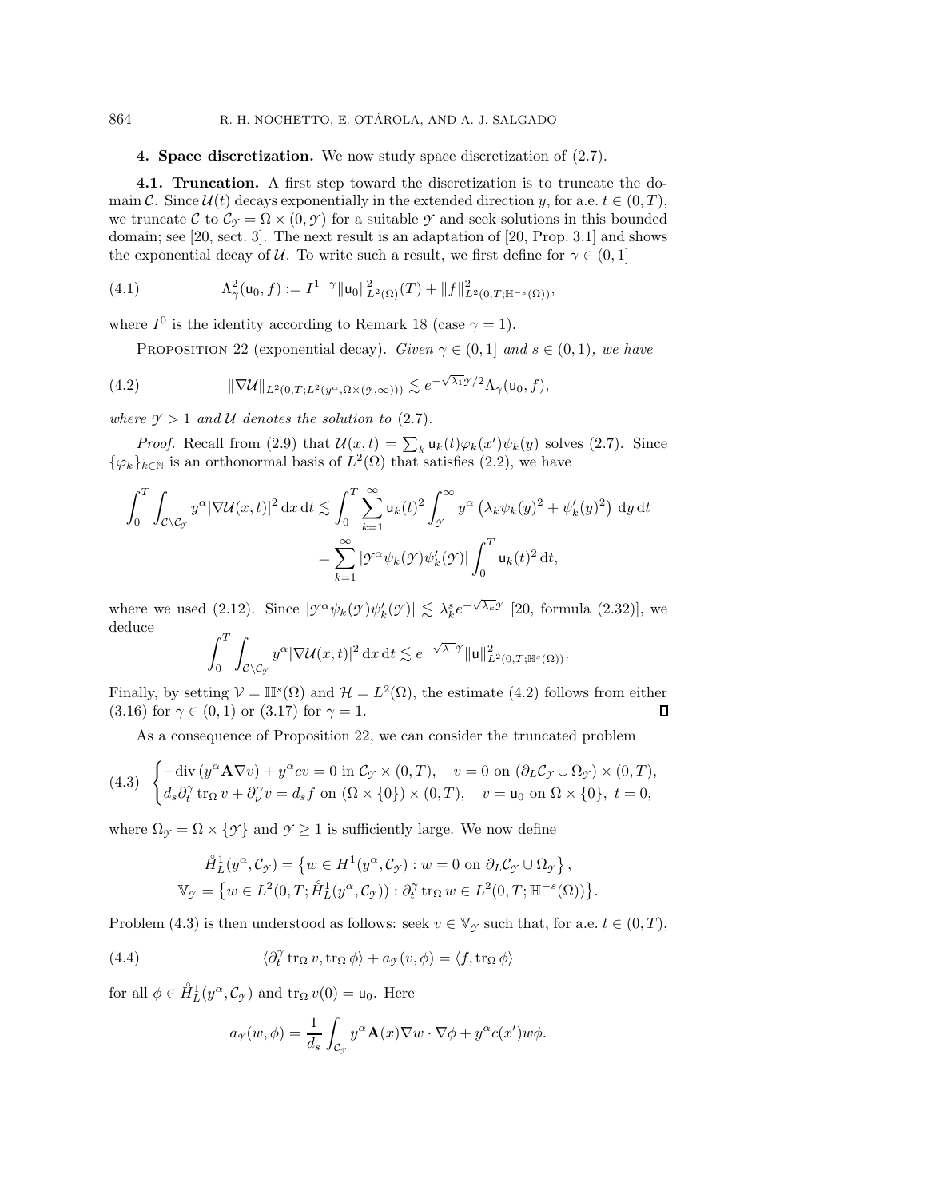**4. Space discretization.** We now study space discretization of (2.7).

**4.1. Truncation.** A first step toward the discretization is to truncate the domain $\mathcal{C}$. Since $\mathcal{U}(t)$ decays exponentially in the extended direction $y$, for a.e. $t \in (0,T)$, we truncate $\mathcal{C}$ to $\mathcal{C}_{\mathcal{Y}} = \Omega \times (0, \mathcal{Y})$ for a suitable $\mathcal{Y}$ and seek solutions in this bounded domain; see [20, sect. 3]. The next result is an adaptation of [20, Prop. 3.1] and shows the exponential decay of $\mathcal{U}$. To write such a result, we first define for $\gamma \in (0,1]$

$$\Lambda_\gamma^2(\mathsf{u}_0, f) := I^{1-\gamma}\|\mathsf{u}_0\|^2_{L^2(\Omega)}(T) + \|f\|^2_{L^2(0,T;\mathbb{H}^{-s}(\Omega))}, \tag{4.1}$$

where $I^0$ is the identity according to Remark 18 (case $\gamma = 1$).

PROPOSITION 22 (exponential decay). *Given $\gamma \in (0,1]$ and $s \in (0,1)$, we have*

$$\|\nabla \mathcal{U}\|_{L^2(0,T;L^2(y^\alpha,\Omega\times(\mathcal{Y},\infty)))} \lesssim e^{-\sqrt{\lambda_1}\mathcal{Y}/2}\Lambda_\gamma(\mathsf{u}_0,f), \tag{4.2}$$

*where $\mathcal{Y} > 1$ and $\mathcal{U}$ denotes the solution to* (2.7).

*Proof.* Recall from (2.9) that $\mathcal{U}(x,t) = \sum_k \mathsf{u}_k(t)\varphi_k(x')\psi_k(y)$ solves (2.7). Since $\{\varphi_k\}_{k\in\mathbb{N}}$ is an orthonormal basis of $L^2(\Omega)$ that satisfies (2.2), we have

$$\begin{aligned}\int_0^T \int_{\mathcal{C}\setminus\mathcal{C}_\mathcal{Y}} y^\alpha |\nabla \mathcal{U}(x,t)|^2 \,\mathrm{d}x\,\mathrm{d}t &\lesssim \int_0^T \sum_{k=1}^\infty \mathsf{u}_k(t)^2 \int_\mathcal{Y}^\infty y^\alpha \left(\lambda_k \psi_k(y)^2 + \psi_k'(y)^2\right) \,\mathrm{d}y\,\mathrm{d}t \\ &= \sum_{k=1}^\infty |\mathcal{Y}^\alpha \psi_k(\mathcal{Y})\psi_k'(\mathcal{Y})| \int_0^T \mathsf{u}_k(t)^2\,\mathrm{d}t,\end{aligned}$$

where we used (2.12). Since $|\mathcal{Y}^\alpha\psi_k(\mathcal{Y})\psi_k'(\mathcal{Y})| \lesssim \lambda_k^s e^{-\sqrt{\lambda_k}\mathcal{Y}}$ [20, formula (2.32)], we deduce

$$\int_0^T \int_{\mathcal{C}\setminus\mathcal{C}_\mathcal{Y}} y^\alpha |\nabla \mathcal{U}(x,t)|^2 \,\mathrm{d}x\,\mathrm{d}t \lesssim e^{-\sqrt{\lambda_1}\mathcal{Y}} \|\mathsf{u}\|^2_{L^2(0,T;\mathbb{H}^s(\Omega))}.$$

Finally, by setting $\mathcal{V} = \mathbb{H}^s(\Omega)$ and $\mathcal{H} = L^2(\Omega)$, the estimate (4.2) follows from either (3.16) for $\gamma \in (0,1)$ or (3.17) for $\gamma = 1$. $\square$

As a consequence of Proposition 22, we can consider the truncated problem

$$\begin{cases} -\mathrm{div}\,(y^\alpha \mathbf{A}\nabla v) + y^\alpha c v = 0 \text{ in } \mathcal{C}_\mathcal{Y}\times(0,T), \quad v = 0 \text{ on } (\partial_L\mathcal{C}_\mathcal{Y}\cup\Omega_\mathcal{Y})\times(0,T), \\ d_s\partial_t^\gamma \operatorname{tr}_\Omega v + \partial_\nu^\alpha v = d_s f \text{ on } (\Omega\times\{0\})\times(0,T), \quad v = \mathsf{u}_0 \text{ on } \Omega\times\{0\},\ t=0, \end{cases} \tag{4.3}$$

where $\Omega_\mathcal{Y} = \Omega \times \{\mathcal{Y}\}$ and $\mathcal{Y} \geq 1$ is sufficiently large. We now define

$$\begin{aligned}\mathring{H}_L^1(y^\alpha, \mathcal{C}_\mathcal{Y}) &= \left\{ w \in H^1(y^\alpha,\mathcal{C}_\mathcal{Y}) : w = 0 \text{ on } \partial_L\mathcal{C}_\mathcal{Y}\cup\Omega_\mathcal{Y}\right\}, \\ \mathbb{V}_\mathcal{Y} &= \left\{ w \in L^2(0,T;\mathring{H}_L^1(y^\alpha,\mathcal{C}_\mathcal{Y})) : \partial_t^\gamma \operatorname{tr}_\Omega w \in L^2(0,T;\mathbb{H}^{-s}(\Omega))\right\}.\end{aligned}$$

Problem (4.3) is then understood as follows: seek $v \in \mathbb{V}_\mathcal{Y}$ such that, for a.e. $t \in (0,T)$,

$$\langle \partial_t^\gamma \operatorname{tr}_\Omega v, \operatorname{tr}_\Omega \phi\rangle + a_\mathcal{Y}(v,\phi) = \langle f, \operatorname{tr}_\Omega \phi\rangle \tag{4.4}$$

for all $\phi \in \mathring{H}_L^1(y^\alpha,\mathcal{C}_\mathcal{Y})$ and $\operatorname{tr}_\Omega v(0) = \mathsf{u}_0$. Here

$$a_\mathcal{Y}(w,\phi) = \frac{1}{d_s}\int_{\mathcal{C}_\mathcal{Y}} y^\alpha \mathbf{A}(x)\nabla w\cdot\nabla\phi + y^\alpha c(x') w\phi.$$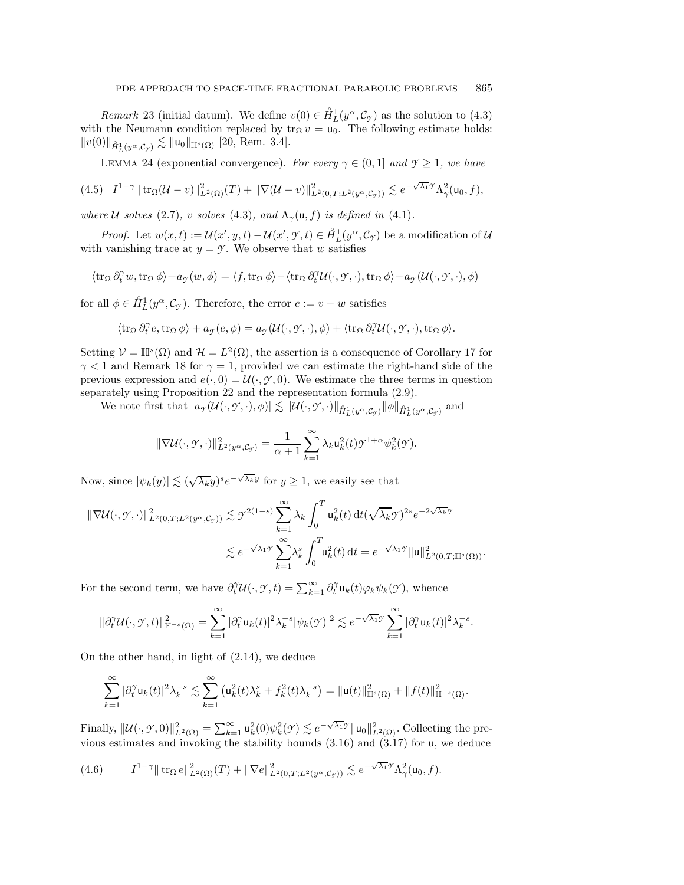*Remark* 23 (initial datum). We define $v(0) \in \mathring{H}^1_L(y^\alpha, \mathcal{C}_\mathcal{Y})$ as the solution to (4.3) with the Neumann condition replaced by $\operatorname{tr}_\Omega v = \mathsf{u}_0$. The following estimate holds: $\|v(0)\|_{\mathring{H}^1_L(y^\alpha,\mathcal{C}_\mathcal{Y})} \lesssim \|\mathsf{u}_0\|_{\mathbb{H}^s(\Omega)}$ [20, Rem. 3.4].

LEMMA 24 (exponential convergence). *For every $\gamma \in (0, 1]$ and $\mathcal{Y} \geq 1$, we have*

$$
(4.5)\quad I^{1-\gamma}\|\operatorname{tr}_\Omega(\mathcal{U} - v)\|^2_{L^2(\Omega)}(T) + \|\nabla(\mathcal{U} - v)\|^2_{L^2(0,T;L^2(y^\alpha,\mathcal{C}_\mathcal{Y}))} \lesssim e^{-\sqrt{\lambda_1}\mathcal{Y}}\Lambda^2_\gamma(\mathsf{u}_0, f),
$$

*where $\mathcal{U}$ solves (2.7), $v$ solves (4.3), and $\Lambda_\gamma(\mathsf{u}, f)$ is defined in (4.1).*

*Proof.* Let $w(x, t) := \mathcal{U}(x', y, t) - \mathcal{U}(x', \mathcal{Y}, t) \in \mathring{H}^1_L(y^\alpha, \mathcal{C}_\mathcal{Y})$ be a modification of $\mathcal{U}$ with vanishing trace at $y = \mathcal{Y}$. We observe that $w$ satisfies

$$
\langle \operatorname{tr}_\Omega \partial^\gamma_t w, \operatorname{tr}_\Omega \phi\rangle + a_\mathcal{Y}(w, \phi) = \langle f, \operatorname{tr}_\Omega \phi\rangle - \langle \operatorname{tr}_\Omega \partial^\gamma_t \mathcal{U}(\cdot, \mathcal{Y}, \cdot), \operatorname{tr}_\Omega \phi\rangle - a_\mathcal{Y}(\mathcal{U}(\cdot, \mathcal{Y}, \cdot), \phi)
$$

for all $\phi \in \mathring{H}^1_L(y^\alpha, \mathcal{C}_\mathcal{Y})$. Therefore, the error $e := v - w$ satisfies

$$
\langle \operatorname{tr}_\Omega \partial^\gamma_t e, \operatorname{tr}_\Omega \phi\rangle + a_\mathcal{Y}(e, \phi) = a_\mathcal{Y}(\mathcal{U}(\cdot, \mathcal{Y}, \cdot), \phi) + \langle \operatorname{tr}_\Omega \partial^\gamma_t \mathcal{U}(\cdot, \mathcal{Y}, \cdot), \operatorname{tr}_\Omega \phi\rangle.
$$

Setting $\mathcal{V} = \mathbb{H}^s(\Omega)$ and $\mathcal{H} = L^2(\Omega)$, the assertion is a consequence of Corollary 17 for $\gamma < 1$ and Remark 18 for $\gamma = 1$, provided we can estimate the right-hand side of the previous expression and $e(\cdot, 0) = \mathcal{U}(\cdot, \mathcal{Y}, 0)$. We estimate the three terms in question separately using Proposition 22 and the representation formula (2.9).

We note first that $|a_\mathcal{Y}(\mathcal{U}(\cdot, \mathcal{Y}, \cdot), \phi)| \lesssim \|\mathcal{U}(\cdot, \mathcal{Y}, \cdot)\|_{\mathring{H}^1_L(y^\alpha,\mathcal{C}_\mathcal{Y})}\|\phi\|_{\mathring{H}^1_L(y^\alpha,\mathcal{C}_\mathcal{Y})}$ and

$$
\|\nabla\mathcal{U}(\cdot, \mathcal{Y}, \cdot)\|^2_{L^2(y^\alpha,\mathcal{C}_\mathcal{Y})} = \frac{1}{\alpha + 1}\sum_{k=1}^{\infty} \lambda_k \mathsf{u}^2_k(t)\mathcal{Y}^{1+\alpha}\psi^2_k(\mathcal{Y}).
$$

Now, since $|\psi_k(y)| \lesssim (\sqrt{\lambda_k}y)^s e^{-\sqrt{\lambda_k}y}$ for $y \geq 1$, we easily see that

$$
\begin{aligned}
\|\nabla\mathcal{U}(\cdot, \mathcal{Y}, \cdot)\|^2_{L^2(0,T;L^2(y^\alpha,\mathcal{C}_\mathcal{Y}))} &\lesssim \mathcal{Y}^{2(1-s)}\sum_{k=1}^{\infty} \lambda_k \int_0^T \mathsf{u}^2_k(t)\,\mathrm{d}t(\sqrt{\lambda_k}\mathcal{Y})^{2s}e^{-2\sqrt{\lambda_k}\mathcal{Y}} \\
&\lesssim e^{-\sqrt{\lambda_1}\mathcal{Y}}\sum_{k=1}^{\infty} \lambda^s_k \int_0^T \mathsf{u}^2_k(t)\,\mathrm{d}t = e^{-\sqrt{\lambda_1}\mathcal{Y}}\|\mathsf{u}\|^2_{L^2(0,T;\mathbb{H}^s(\Omega))}.
\end{aligned}
$$

For the second term, we have $\partial^\gamma_t \mathcal{U}(\cdot, \mathcal{Y}, t) = \sum_{k=1}^{\infty} \partial^\gamma_t \mathsf{u}_k(t)\varphi_k\psi_k(\mathcal{Y})$, whence

$$
\|\partial^\gamma_t \mathcal{U}(\cdot, \mathcal{Y}, t)\|^2_{\mathbb{H}^{-s}(\Omega)} = \sum_{k=1}^{\infty} |\partial^\gamma_t \mathsf{u}_k(t)|^2\lambda^{-s}_k|\psi_k(\mathcal{Y})|^2 \lesssim e^{-\sqrt{\lambda_1}\mathcal{Y}}\sum_{k=1}^{\infty} |\partial^\gamma_t \mathsf{u}_k(t)|^2\lambda^{-s}_k.
$$

On the other hand, in light of (2.14), we deduce

$$
\sum_{k=1}^{\infty} |\partial^\gamma_t \mathsf{u}_k(t)|^2\lambda^{-s}_k \lesssim \sum_{k=1}^{\infty} \left(\mathsf{u}^2_k(t)\lambda^s_k + f^2_k(t)\lambda^{-s}_k\right) = \|\mathsf{u}(t)\|^2_{\mathbb{H}^s(\Omega)} + \|f(t)\|^2_{\mathbb{H}^{-s}(\Omega)}.
$$

Finally, $\|\mathcal{U}(\cdot, \mathcal{Y}, 0)\|^2_{L^2(\Omega)} = \sum_{k=1}^{\infty} \mathsf{u}^2_k(0)\psi^2_k(\mathcal{Y}) \lesssim e^{-\sqrt{\lambda_1}\mathcal{Y}}\|\mathsf{u}_0\|^2_{L^2(\Omega)}$. Collecting the previous estimates and invoking the stability bounds (3.16) and (3.17) for $\mathsf{u}$, we deduce

$$
(4.6)\qquad I^{1-\gamma}\|\operatorname{tr}_\Omega e\|^2_{L^2(\Omega)}(T) + \|\nabla e\|^2_{L^2(0,T;L^2(y^\alpha,\mathcal{C}_\mathcal{Y}))} \lesssim e^{-\sqrt{\lambda_1}\mathcal{Y}}\Lambda^2_\gamma(\mathsf{u}_0, f).
$$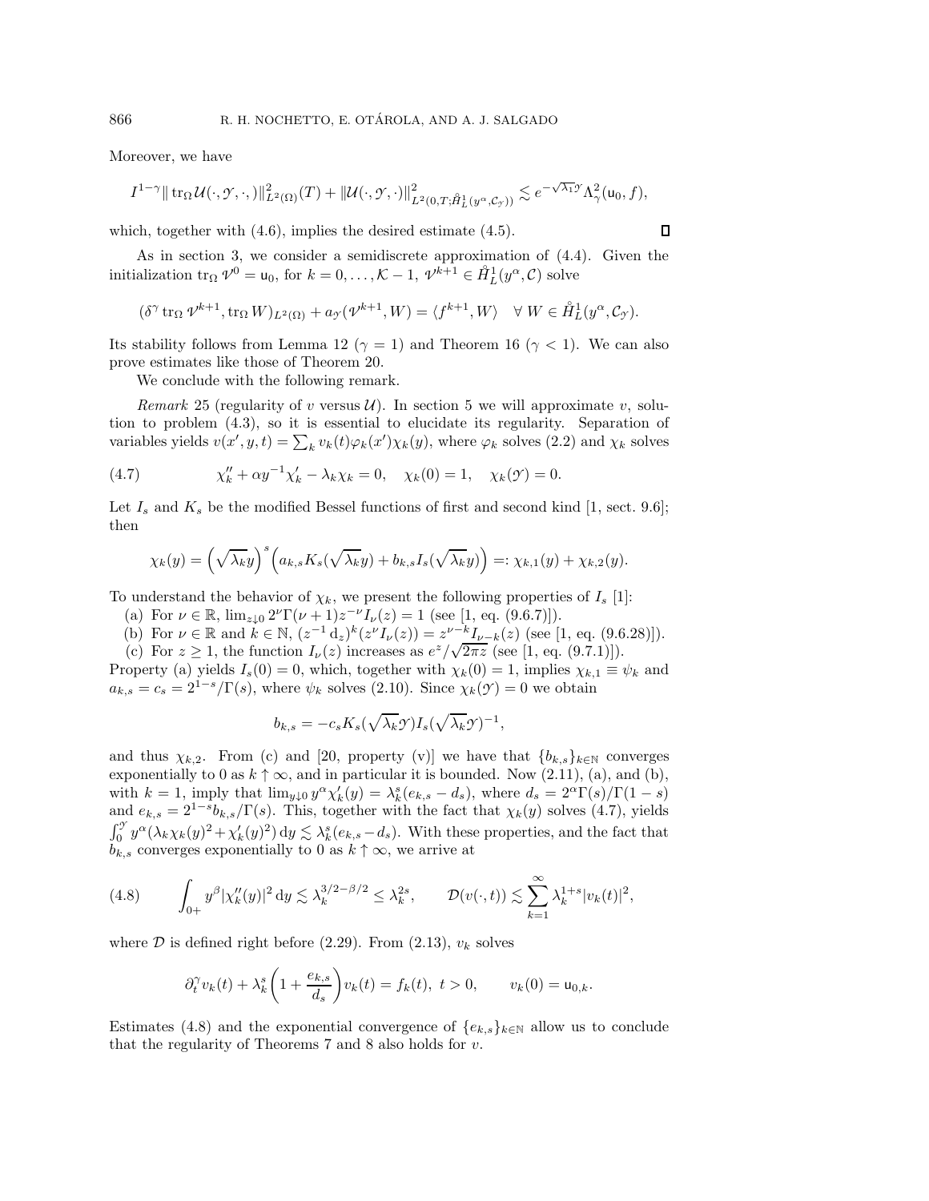Moreover, we have

$$I^{1-\gamma} \| \operatorname{tr}_\Omega \mathcal{U}(\cdot, \mathcal{Y}, \cdot)\|^2_{L^2(\Omega)}(T) + \|\mathcal{U}(\cdot, \mathcal{Y}, \cdot)\|^2_{L^2(0,T;\mathring{H}^1_L(y^\alpha, \mathcal{C}_\mathcal{Y}))} \lesssim e^{-\sqrt{\lambda_1}\mathcal{Y}} \Lambda^2_\gamma(\mathsf{u}_0, f),$$

which, together with (4.6), implies the desired estimate (4.5). ∎

As in section 3, we consider a semidiscrete approximation of (4.4). Given the initialization $\operatorname{tr}_\Omega \mathcal{V}^0 = \mathsf{u}_0$, for $k = 0, \ldots, \mathcal{K}-1$, $\mathcal{V}^{k+1} \in \mathring{H}^1_L(y^\alpha, \mathcal{C})$ solve

$$(\delta^\gamma \operatorname{tr}_\Omega \mathcal{V}^{k+1}, \operatorname{tr}_\Omega W)_{L^2(\Omega)} + a_\mathcal{Y}(\mathcal{V}^{k+1}, W) = \langle f^{k+1}, W \rangle \quad \forall\, W \in \mathring{H}^1_L(y^\alpha, \mathcal{C}_\mathcal{Y}).$$

Its stability follows from Lemma 12 ($\gamma = 1$) and Theorem 16 ($\gamma < 1$). We can also prove estimates like those of Theorem 20.

We conclude with the following remark.

*Remark* 25 (regularity of $v$ versus $\mathcal{U}$). In section 5 we will approximate $v$, solution to problem (4.3), so it is essential to elucidate its regularity. Separation of variables yields $v(x', y, t) = \sum_k v_k(t)\varphi_k(x')\chi_k(y)$, where $\varphi_k$ solves (2.2) and $\chi_k$ solves

$$\chi_k'' + \alpha y^{-1}\chi_k' - \lambda_k \chi_k = 0, \quad \chi_k(0) = 1, \quad \chi_k(\mathcal{Y}) = 0. \tag{4.7}$$

Let $I_s$ and $K_s$ be the modified Bessel functions of first and second kind [1, sect. 9.6]; then

$$\chi_k(y) = \left(\sqrt{\lambda_k} y\right)^s \left(a_{k,s} K_s(\sqrt{\lambda_k} y) + b_{k,s} I_s(\sqrt{\lambda_k} y)\right) =: \chi_{k,1}(y) + \chi_{k,2}(y).$$

To understand the behavior of $\chi_k$, we present the following properties of $I_s$ [1]:

(a) For $\nu \in \mathbb{R}$, $\lim_{z \downarrow 0} 2^\nu \Gamma(\nu+1) z^{-\nu} I_\nu(z) = 1$ (see [1, eq. (9.6.7)]).

(b) For $\nu \in \mathbb{R}$ and $k \in \mathbb{N}$, $(z^{-1}\mathrm{d}_z)^k (z^\nu I_\nu(z)) = z^{\nu-k} I_{\nu-k}(z)$ (see [1, eq. (9.6.28)]).

(c) For $z \geq 1$, the function $I_\nu(z)$ increases as $e^z/\sqrt{2\pi z}$ (see [1, eq. (9.7.1)]).

Property (a) yields $I_s(0) = 0$, which, together with $\chi_k(0) = 1$, implies $\chi_{k,1} \equiv \psi_k$ and $a_{k,s} = c_s = 2^{1-s}/\Gamma(s)$, where $\psi_k$ solves (2.10). Since $\chi_k(\mathcal{Y}) = 0$ we obtain

$$b_{k,s} = -c_s K_s(\sqrt{\lambda_k}\mathcal{Y}) I_s(\sqrt{\lambda_k}\mathcal{Y})^{-1},$$

and thus $\chi_{k,2}$. From (c) and [20, property (v)] we have that $\{b_{k,s}\}_{k\in\mathbb{N}}$ converges exponentially to 0 as $k \uparrow \infty$, and in particular it is bounded. Now (2.11), (a), and (b), with $k = 1$, imply that $\lim_{y\downarrow 0} y^\alpha \chi_k'(y) = \lambda_k^s(e_{k,s} - d_s)$, where $d_s = 2^\alpha \Gamma(s)/\Gamma(1-s)$ and $e_{k,s} = 2^{1-s} b_{k,s}/\Gamma(s)$. This, together with the fact that $\chi_k(y)$ solves (4.7), yields $\int_0^\mathcal{Y} y^\alpha (\lambda_k \chi_k(y)^2 + \chi_k'(y)^2)\,\mathrm{d}y \lesssim \lambda_k^s(e_{k,s} - d_s)$. With these properties, and the fact that $b_{k,s}$ converges exponentially to 0 as $k \uparrow \infty$, we arrive at

$$\int_{0+} y^\beta |\chi_k''(y)|^2\,\mathrm{d}y \lesssim \lambda_k^{3/2-\beta/2} \leq \lambda_k^{2s}, \qquad \mathcal{D}(v(\cdot, t)) \lesssim \sum_{k=1}^\infty \lambda_k^{1+s} |v_k(t)|^2, \tag{4.8}$$

where $\mathcal{D}$ is defined right before (2.29). From (2.13), $v_k$ solves

$$\partial_t^\gamma v_k(t) + \lambda_k^s \left(1 + \frac{e_{k,s}}{d_s}\right) v_k(t) = f_k(t), \ t > 0, \qquad v_k(0) = \mathsf{u}_{0,k}.$$

Estimates (4.8) and the exponential convergence of $\{e_{k,s}\}_{k\in\mathbb{N}}$ allow us to conclude that the regularity of Theorems 7 and 8 also holds for $v$.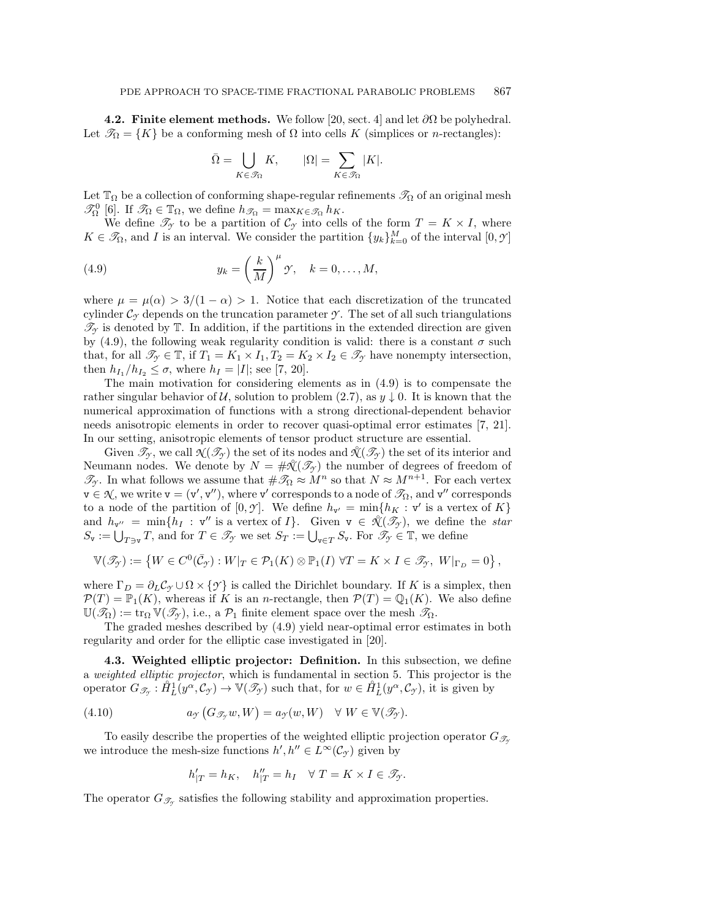**4.2. Finite element methods.** We follow [20, sect. 4] and let $\partial\Omega$ be polyhedral. Let $\mathscr{T}_\Omega = \{K\}$ be a conforming mesh of $\Omega$ into cells $K$ (simplices or $n$-rectangles):

$$\bar{\Omega} = \bigcup_{K \in \mathscr{T}_\Omega} K, \qquad |\Omega| = \sum_{K \in \mathscr{T}_\Omega} |K|.$$

Let $\mathbb{T}_\Omega$ be a collection of conforming shape-regular refinements $\mathscr{T}_\Omega$ of an original mesh $\mathscr{T}_\Omega^0$ [6]. If $\mathscr{T}_\Omega \in \mathbb{T}_\Omega$, we define $h_{\mathscr{T}_\Omega} = \max_{K \in \mathscr{T}_\Omega} h_K$.

We define $\mathscr{T}_\mathcal{Y}$ to be a partition of $\mathcal{C}_\mathcal{Y}$ into cells of the form $T = K \times I$, where $K \in \mathscr{T}_\Omega$, and $I$ is an interval. We consider the partition $\{y_k\}_{k=0}^M$ of the interval $[0, \mathcal{Y}]$

$$y_k = \left(\frac{k}{M}\right)^\mu \mathcal{Y}, \quad k = 0, \ldots, M, \tag{4.9}$$

where $\mu = \mu(\alpha) > 3/(1-\alpha) > 1$. Notice that each discretization of the truncated cylinder $\mathcal{C}_\mathcal{Y}$ depends on the truncation parameter $\mathcal{Y}$. The set of all such triangulations $\mathscr{T}_\mathcal{Y}$ is denoted by $\mathbb{T}$. In addition, if the partitions in the extended direction are given by (4.9), the following weak regularity condition is valid: there is a constant $\sigma$ such that, for all $\mathscr{T}_\mathcal{Y} \in \mathbb{T}$, if $T_1 = K_1 \times I_1, T_2 = K_2 \times I_2 \in \mathscr{T}_\mathcal{Y}$ have nonempty intersection, then $h_{I_1}/h_{I_2} \leq \sigma$, where $h_I = |I|$; see [7, 20].

The main motivation for considering elements as in (4.9) is to compensate the rather singular behavior of $\mathcal{U}$, solution to problem (2.7), as $y \downarrow 0$. It is known that the numerical approximation of functions with a strong directional-dependent behavior needs anisotropic elements in order to recover quasi-optimal error estimates [7, 21]. In our setting, anisotropic elements of tensor product structure are essential.

Given $\mathscr{T}_\mathcal{Y}$, we call $\mathcal{N}(\mathscr{T}_\mathcal{Y})$ the set of its nodes and $\mathring{\mathcal{N}}(\mathscr{T}_\mathcal{Y})$ the set of its interior and Neumann nodes. We denote by $N = \#\mathring{\mathcal{N}}(\mathscr{T}_\mathcal{Y})$ the number of degrees of freedom of $\mathscr{T}_\mathcal{Y}$. In what follows we assume that $\#\mathscr{T}_\Omega \approx M^n$ so that $N \approx M^{n+1}$. For each vertex $\mathtt{v} \in \mathcal{N}$, we write $\mathtt{v} = (\mathtt{v}', \mathtt{v}'')$, where $\mathtt{v}'$ corresponds to a node of $\mathscr{T}_\Omega$, and $\mathtt{v}''$ corresponds to a node of the partition of $[0, \mathcal{Y}]$. We define $h_{\mathtt{v}'} = \min\{h_K : \mathtt{v}' \text{ is a vertex of } K\}$ and $h_{\mathtt{v}''} = \min\{h_I : \mathtt{v}'' \text{ is a vertex of } I\}$. Given $\mathtt{v} \in \mathring{\mathcal{N}}(\mathscr{T}_\mathcal{Y})$, we define the *star* $S_\mathtt{v} := \bigcup_{T \ni \mathtt{v}} T$, and for $T \in \mathscr{T}_\mathcal{Y}$ we set $S_T := \bigcup_{\mathtt{v} \in T} S_\mathtt{v}$. For $\mathscr{T}_\mathcal{Y} \in \mathbb{T}$, we define

$$\mathbb{V}(\mathscr{T}_\mathcal{Y}) := \left\{ W \in C^0(\bar{\mathcal{C}}_\mathcal{Y}) : W|_T \in \mathcal{P}_1(K) \otimes \mathbb{P}_1(I) \ \forall T = K \times I \in \mathscr{T}_\mathcal{Y}, \ W|_{\Gamma_D} = 0 \right\},$$

where $\Gamma_D = \partial_L \mathcal{C}_\mathcal{Y} \cup \Omega \times \{\mathcal{Y}\}$ is called the Dirichlet boundary. If $K$ is a simplex, then $\mathcal{P}(T) = \mathbb{P}_1(K)$, whereas if $K$ is an $n$-rectangle, then $\mathcal{P}(T) = \mathbb{Q}_1(K)$. We also define $\mathbb{U}(\mathscr{T}_\Omega) := \operatorname{tr}_\Omega \mathbb{V}(\mathscr{T}_\mathcal{Y})$, i.e., a $\mathcal{P}_1$ finite element space over the mesh $\mathscr{T}_\Omega$.

The graded meshes described by (4.9) yield near-optimal error estimates in both regularity and order for the elliptic case investigated in [20].

**4.3. Weighted elliptic projector: Definition.** In this subsection, we define a *weighted elliptic projector*, which is fundamental in section 5. This projector is the operator $G_{\mathscr{T}_\mathcal{Y}} : \mathring{H}_L^1(y^\alpha, \mathcal{C}_\mathcal{Y}) \to \mathbb{V}(\mathscr{T}_\mathcal{Y})$ such that, for $w \in \mathring{H}_L^1(y^\alpha, \mathcal{C}_\mathcal{Y})$, it is given by

$$a_\mathcal{Y}\left(G_{\mathscr{T}_\mathcal{Y}} w, W\right) = a_\mathcal{Y}(w, W) \quad \forall\, W \in \mathbb{V}(\mathscr{T}_\mathcal{Y}). \tag{4.10}$$

To easily describe the properties of the weighted elliptic projection operator $G_{\mathscr{T}_\mathcal{Y}}$ we introduce the mesh-size functions $h', h'' \in L^\infty(\mathcal{C}_\mathcal{Y})$ given by

$$h'_{|T} = h_K, \quad h''_{|T} = h_I \quad \forall\, T = K \times I \in \mathscr{T}_\mathcal{Y}.$$

The operator $G_{\mathscr{T}_\mathcal{Y}}$ satisfies the following stability and approximation properties.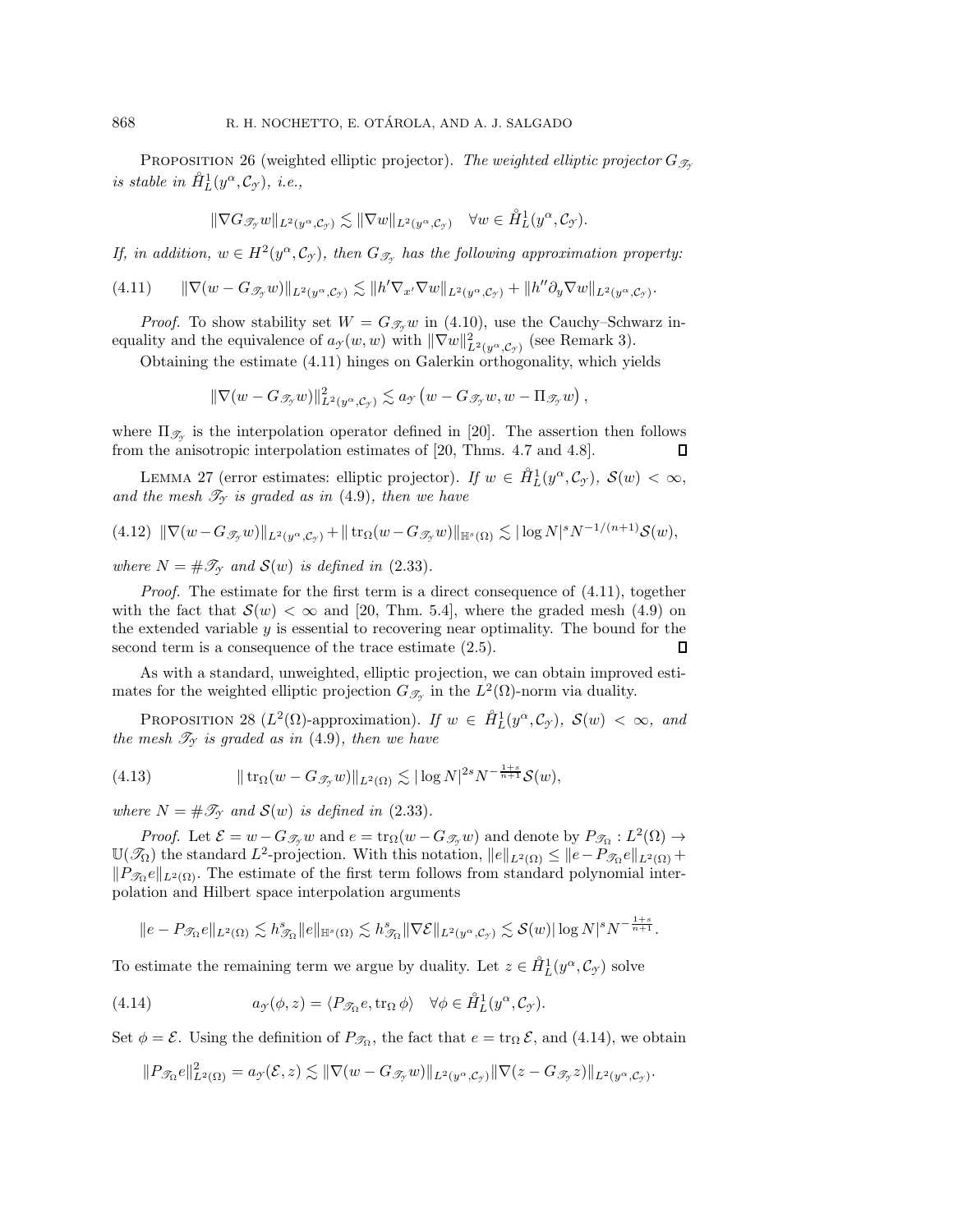Proposition 26 (weighted elliptic projector). *The weighted elliptic projector $G_{\mathscr{T}_{\mathscr{Y}}}$ is stable in $\mathring{H}^1_L(y^\alpha, \mathcal{C}_{\mathscr{Y}})$, i.e.,*

$$\|\nabla G_{\mathscr{T}_{\mathscr{Y}}} w\|_{L^2(y^\alpha, \mathcal{C}_{\mathscr{Y}})} \lesssim \|\nabla w\|_{L^2(y^\alpha, \mathcal{C}_{\mathscr{Y}})} \quad \forall w \in \mathring{H}^1_L(y^\alpha, \mathcal{C}_{\mathscr{Y}}).$$

*If, in addition, $w \in H^2(y^\alpha, \mathcal{C}_{\mathscr{Y}})$, then $G_{\mathscr{T}_{\mathscr{Y}}}$ has the following approximation property:*

$$\|\nabla(w - G_{\mathscr{T}_{\mathscr{Y}}} w)\|_{L^2(y^\alpha, \mathcal{C}_{\mathscr{Y}})} \lesssim \|h' \nabla_{x'} \nabla w\|_{L^2(y^\alpha, \mathcal{C}_{\mathscr{Y}})} + \|h'' \partial_y \nabla w\|_{L^2(y^\alpha, \mathcal{C}_{\mathscr{Y}})}. \tag{4.11}$$

*Proof.* To show stability set $W = G_{\mathscr{T}_{\mathscr{Y}}} w$ in (4.10), use the Cauchy–Schwarz inequality and the equivalence of $a_{\mathscr{Y}}(w, w)$ with $\|\nabla w\|^2_{L^2(y^\alpha, \mathcal{C}_{\mathscr{Y}})}$ (see Remark 3).

Obtaining the estimate (4.11) hinges on Galerkin orthogonality, which yields

$$\|\nabla(w - G_{\mathscr{T}_{\mathscr{Y}}} w)\|^2_{L^2(y^\alpha, \mathcal{C}_{\mathscr{Y}})} \lesssim a_{\mathscr{Y}}\left(w - G_{\mathscr{T}_{\mathscr{Y}}} w, w - \Pi_{\mathscr{T}_{\mathscr{Y}}} w\right),$$

where $\Pi_{\mathscr{T}_{\mathscr{Y}}}$ is the interpolation operator defined in [20]. The assertion then follows from the anisotropic interpolation estimates of [20, Thms. 4.7 and 4.8]. ∎

Lemma 27 (error estimates: elliptic projector). *If $w \in \mathring{H}^1_L(y^\alpha, \mathcal{C}_{\mathscr{Y}})$, $\mathcal{S}(w) < \infty$, and the mesh $\mathscr{T}_{\mathscr{Y}}$ is graded as in* (4.9)*, then we have*

$$\|\nabla(w - G_{\mathscr{T}_{\mathscr{Y}}} w)\|_{L^2(y^\alpha, \mathcal{C}_{\mathscr{Y}})} + \|\operatorname{tr}_\Omega(w - G_{\mathscr{T}_{\mathscr{Y}}} w)\|_{\mathbb{H}^s(\Omega)} \lesssim |\log N|^s N^{-1/(n+1)} \mathcal{S}(w), \tag{4.12}$$

*where $N = \#\mathscr{T}_{\mathscr{Y}}$ and $\mathcal{S}(w)$ is defined in* (2.33).

*Proof.* The estimate for the first term is a direct consequence of (4.11), together with the fact that $\mathcal{S}(w) < \infty$ and [20, Thm. 5.4], where the graded mesh (4.9) on the extended variable $y$ is essential to recovering near optimality. The bound for the second term is a consequence of the trace estimate (2.5). ∎

As with a standard, unweighted, elliptic projection, we can obtain improved estimates for the weighted elliptic projection $G_{\mathscr{T}_{\mathscr{Y}}}$ in the $L^2(\Omega)$-norm via duality.

Proposition 28 ($L^2(\Omega)$-approximation). *If $w \in \mathring{H}^1_L(y^\alpha, \mathcal{C}_{\mathscr{Y}})$, $\mathcal{S}(w) < \infty$, and the mesh $\mathscr{T}_{\mathscr{Y}}$ is graded as in* (4.9)*, then we have*

$$\|\operatorname{tr}_\Omega(w - G_{\mathscr{T}_{\mathscr{Y}}} w)\|_{L^2(\Omega)} \lesssim |\log N|^{2s} N^{-\frac{1+s}{n+1}} \mathcal{S}(w), \tag{4.13}$$

*where $N = \#\mathscr{T}_{\mathscr{Y}}$ and $\mathcal{S}(w)$ is defined in* (2.33).

*Proof.* Let $\mathcal{E} = w - G_{\mathscr{T}_{\mathscr{Y}}} w$ and $e = \operatorname{tr}_\Omega(w - G_{\mathscr{T}_{\mathscr{Y}}} w)$ and denote by $P_{\mathscr{T}_\Omega} : L^2(\Omega) \to \mathbb{U}(\mathscr{T}_\Omega)$ the standard $L^2$-projection. With this notation, $\|e\|_{L^2(\Omega)} \leq \|e - P_{\mathscr{T}_\Omega} e\|_{L^2(\Omega)} + \|P_{\mathscr{T}_\Omega} e\|_{L^2(\Omega)}$. The estimate of the first term follows from standard polynomial interpolation and Hilbert space interpolation arguments

$$\|e - P_{\mathscr{T}_\Omega} e\|_{L^2(\Omega)} \lesssim h^s_{\mathscr{T}_\Omega} \|e\|_{\mathbb{H}^s(\Omega)} \lesssim h^s_{\mathscr{T}_\Omega} \|\nabla \mathcal{E}\|_{L^2(y^\alpha, \mathcal{C}_{\mathscr{Y}})} \lesssim \mathcal{S}(w) |\log N|^s N^{-\frac{1+s}{n+1}}.$$

To estimate the remaining term we argue by duality. Let $z \in \mathring{H}^1_L(y^\alpha, \mathcal{C}_{\mathscr{Y}})$ solve

$$a_{\mathscr{Y}}(\phi, z) = \langle P_{\mathscr{T}_\Omega} e, \operatorname{tr}_\Omega \phi \rangle \quad \forall \phi \in \mathring{H}^1_L(y^\alpha, \mathcal{C}_{\mathscr{Y}}). \tag{4.14}$$

Set $\phi = \mathcal{E}$. Using the definition of $P_{\mathscr{T}_\Omega}$, the fact that $e = \operatorname{tr}_\Omega \mathcal{E}$, and (4.14), we obtain

$$\|P_{\mathscr{T}_\Omega} e\|^2_{L^2(\Omega)} = a_{\mathscr{Y}}(\mathcal{E}, z) \lesssim \|\nabla(w - G_{\mathscr{T}_{\mathscr{Y}}} w)\|_{L^2(y^\alpha, \mathcal{C}_{\mathscr{Y}})} \|\nabla(z - G_{\mathscr{T}_{\mathscr{Y}}} z)\|_{L^2(y^\alpha, \mathcal{C}_{\mathscr{Y}})}.$$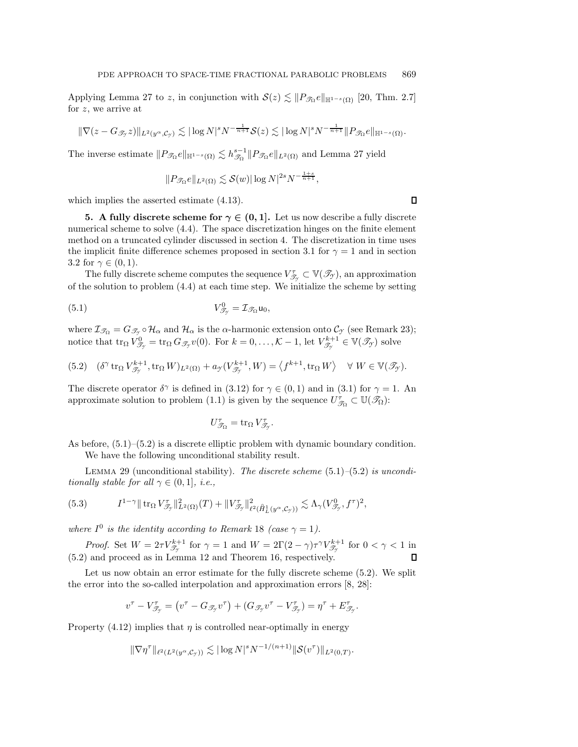Applying Lemma 27 to $z$, in conjunction with $\mathcal{S}(z) \lesssim \|P_{\mathscr{T}_\Omega} e\|_{\mathbb{H}^{1-s}(\Omega)}$ [20, Thm. 2.7] for $z$, we arrive at

$$\|\nabla(z - G_{\mathscr{T}_\mathcal{Y}} z)\|_{L^2(y^\alpha, \mathcal{C}_\mathcal{Y})} \lesssim |\log N|^s N^{-\frac{1}{n+1}} \mathcal{S}(z) \lesssim |\log N|^s N^{-\frac{1}{n+1}} \|P_{\mathscr{T}_\Omega} e\|_{\mathbb{H}^{1-s}(\Omega)}.$$

The inverse estimate $\|P_{\mathscr{T}_\Omega} e\|_{\mathbb{H}^{1-s}(\Omega)} \lesssim h_{\mathscr{T}_\Omega}^{s-1} \|P_{\mathscr{T}_\Omega} e\|_{L^2(\Omega)}$ and Lemma 27 yield

$$\|P_{\mathscr{T}_\Omega} e\|_{L^2(\Omega)} \lesssim \mathcal{S}(w) |\log N|^{2s} N^{-\frac{1+s}{n+1}},$$

which implies the asserted estimate (4.13). ∎

**5. A fully discrete scheme for $\gamma \in (0, 1]$.** Let us now describe a fully discrete numerical scheme to solve (4.4). The space discretization hinges on the finite element method on a truncated cylinder discussed in section 4. The discretization in time uses the implicit finite difference schemes proposed in section 3.1 for $\gamma = 1$ and in section 3.2 for $\gamma \in (0, 1)$.

The fully discrete scheme computes the sequence $V_{\mathscr{T}_\mathcal{Y}}^\tau \subset \mathbb{V}(\mathscr{T}_\mathcal{Y})$, an approximation of the solution to problem (4.4) at each time step. We initialize the scheme by setting

$$V_{\mathscr{T}_\mathcal{Y}}^0 = \mathcal{I}_{\mathscr{T}_\Omega} \mathsf{u}_0, \tag{5.1}$$

where $\mathcal{I}_{\mathscr{T}_\Omega} = G_{\mathscr{T}_\mathcal{Y}} \circ \mathcal{H}_\alpha$ and $\mathcal{H}_\alpha$ is the $\alpha$-harmonic extension onto $\mathcal{C}_\mathcal{Y}$ (see Remark 23); notice that $\operatorname{tr}_\Omega V_{\mathscr{T}_\mathcal{Y}}^0 = \operatorname{tr}_\Omega G_{\mathscr{T}_\mathcal{Y}} v(0)$. For $k = 0, \ldots, \mathcal{K} - 1$, let $V_{\mathscr{T}_\mathcal{Y}}^{k+1} \in \mathbb{V}(\mathscr{T}_\mathcal{Y})$ solve

$$(\delta^\gamma \operatorname{tr}_\Omega V_{\mathscr{T}_\mathcal{Y}}^{k+1}, \operatorname{tr}_\Omega W)_{L^2(\Omega)} + a_\mathcal{Y}(V_{\mathscr{T}_\mathcal{Y}}^{k+1}, W) = \langle f^{k+1}, \operatorname{tr}_\Omega W \rangle \quad \forall\, W \in \mathbb{V}(\mathscr{T}_\mathcal{Y}). \tag{5.2}$$

The discrete operator $\delta^\gamma$ is defined in (3.12) for $\gamma \in (0, 1)$ and in (3.1) for $\gamma = 1$. An approximate solution to problem (1.1) is given by the sequence $U_{\mathscr{T}_\Omega}^\tau \subset \mathbb{U}(\mathscr{T}_\Omega)$:

$$U_{\mathscr{T}_\Omega}^\tau = \operatorname{tr}_\Omega V_{\mathscr{T}_\mathcal{Y}}^\tau.$$

As before, (5.1)–(5.2) is a discrete elliptic problem with dynamic boundary condition.

We have the following unconditional stability result.

Lemma 29 (unconditional stability). *The discrete scheme* (5.1)–(5.2) *is unconditionally stable for all $\gamma \in (0, 1]$, i.e.,*

$$I^{1-\gamma} \|\operatorname{tr}_\Omega V_{\mathscr{T}_\mathcal{Y}}^\tau\|_{L^2(\Omega)}^2 (T) + \|V_{\mathscr{T}_\mathcal{Y}}^\tau\|_{\ell^2(\mathring{H}_L^1(y^\alpha, \mathcal{C}_\mathcal{Y}))}^2 \lesssim \Lambda_\gamma(V_{\mathscr{T}_\mathcal{Y}}^0, f^\tau)^2, \tag{5.3}$$

*where $I^0$ is the identity according to Remark* 18 *(case $\gamma = 1$).*

*Proof.* Set $W = 2\tau V_{\mathscr{T}_\mathcal{Y}}^{k+1}$ for $\gamma = 1$ and $W = 2\Gamma(2 - \gamma)\tau^\gamma V_{\mathscr{T}_\mathcal{Y}}^{k+1}$ for $0 < \gamma < 1$ in (5.2) and proceed as in Lemma 12 and Theorem 16, respectively. ∎

Let us now obtain an error estimate for the fully discrete scheme (5.2). We split the error into the so-called interpolation and approximation errors [8, 28]:

$$v^\tau - V_{\mathscr{T}_\mathcal{Y}}^\tau = \left(v^\tau - G_{\mathscr{T}_\mathcal{Y}} v^\tau\right) + \left(G_{\mathscr{T}_\mathcal{Y}} v^\tau - V_{\mathscr{T}_\mathcal{Y}}^\tau\right) = \eta^\tau + E_{\mathscr{T}_\mathcal{Y}}^\tau.$$

Property (4.12) implies that $\eta$ is controlled near-optimally in energy

$$\|\nabla \eta^\tau\|_{\ell^2(L^2(y^\alpha, \mathcal{C}_\mathcal{Y}))} \lesssim |\log N|^s N^{-1/(n+1)} \|\mathcal{S}(v^\tau)\|_{L^2(0,T)}.$$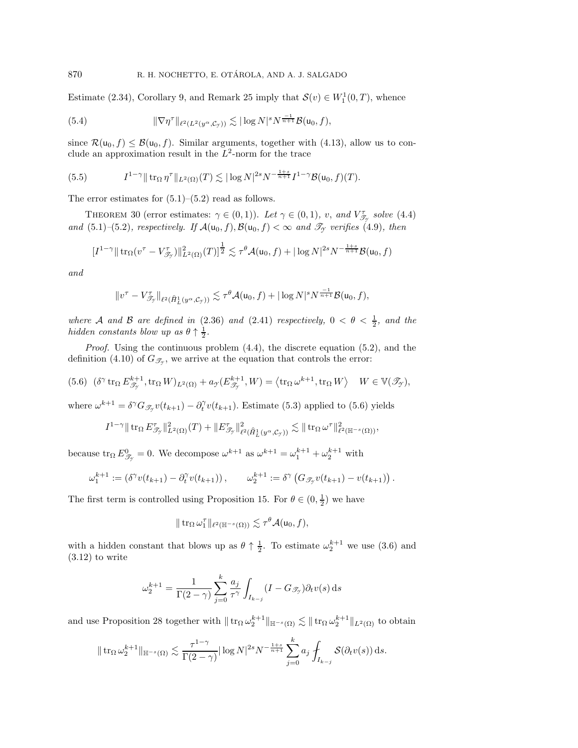Estimate (2.34), Corollary 9, and Remark 25 imply that $\mathcal{S}(v) \in W_1^1(0,T)$, whence

$$\|\nabla \eta^\tau\|_{\ell^2(L^2(y^\alpha,\mathcal{C}_\mathscr{Y}))} \lesssim |\log N|^s N^{\frac{-1}{n+1}} \mathcal{B}(\mathsf{u}_0, f), \tag{5.4}$$

since $\mathcal{R}(\mathsf{u}_0, f) \leq \mathcal{B}(\mathsf{u}_0, f)$. Similar arguments, together with (4.13), allow us to conclude an approximation result in the $L^2$-norm for the trace

$$I^{1-\gamma}\|\operatorname{tr}_\Omega \eta^\tau\|_{L^2(\Omega)}(T) \lesssim |\log N|^{2s} N^{-\frac{1+s}{n+1}} I^{1-\gamma}\mathcal{B}(\mathsf{u}_0, f)(T). \tag{5.5}$$

The error estimates for (5.1)–(5.2) read as follows.

**Theorem 30** (error estimates: $\gamma \in (0,1)$). *Let $\gamma \in (0,1)$, $v$, and $V_{\mathscr{T}_\mathscr{Y}}^\tau$ solve (4.4) and (5.1)–(5.2), respectively. If $\mathcal{A}(\mathsf{u}_0, f), \mathcal{B}(\mathsf{u}_0, f) < \infty$ and $\mathscr{T}_\mathscr{Y}$ verifies (4.9), then*

$$[I^{1-\gamma}\|\operatorname{tr}_\Omega(v^\tau - V_{\mathscr{T}_\mathscr{Y}}^\tau)\|_{L^2(\Omega)}^2(T)]^{\frac{1}{2}} \lesssim \tau^\theta \mathcal{A}(\mathsf{u}_0, f) + |\log N|^{2s} N^{-\frac{1+s}{n+1}} \mathcal{B}(\mathsf{u}_0, f)$$

*and*

$$\|v^\tau - V_{\mathscr{T}_\mathscr{Y}}^\tau\|_{\ell^2(\mathring{H}_L^1(y^\alpha,\mathcal{C}_\mathscr{Y}))} \lesssim \tau^\theta \mathcal{A}(\mathsf{u}_0, f) + |\log N|^s N^{\frac{-1}{n+1}} \mathcal{B}(\mathsf{u}_0, f),$$

*where $\mathcal{A}$ and $\mathcal{B}$ are defined in (2.36) and (2.41) respectively, $0 < \theta < \frac{1}{2}$, and the hidden constants blow up as $\theta \uparrow \frac{1}{2}$.*

*Proof.* Using the continuous problem (4.4), the discrete equation (5.2), and the definition (4.10) of $G_{\mathscr{T}_\mathscr{Y}}$, we arrive at the equation that controls the error:

$$(\delta^\gamma \operatorname{tr}_\Omega E_{\mathscr{T}_\mathscr{Y}}^{k+1}, \operatorname{tr}_\Omega W)_{L^2(\Omega)} + a_\mathscr{Y}(E_{\mathscr{T}_\mathscr{Y}}^{k+1}, W) = \langle \operatorname{tr}_\Omega \omega^{k+1}, \operatorname{tr}_\Omega W\rangle \quad W \in \mathbb{V}(\mathscr{T}_\mathscr{Y}), \tag{5.6}$$

where $\omega^{k+1} = \delta^\gamma G_{\mathscr{T}_\mathscr{Y}} v(t_{k+1}) - \partial_t^\gamma v(t_{k+1})$. Estimate (5.3) applied to (5.6) yields

$$I^{1-\gamma}\|\operatorname{tr}_\Omega E_{\mathscr{T}_\mathscr{Y}}^\tau\|_{L^2(\Omega)}^2(T) + \|E_{\mathscr{T}_\mathscr{Y}}^\tau\|_{\ell^2(\mathring{H}_L^1(y^\alpha,\mathcal{C}_\mathscr{Y}))}^2 \lesssim \|\operatorname{tr}_\Omega \omega^\tau\|_{\ell^2(\mathbb{H}^{-s}(\Omega))}^2,$$

because $\operatorname{tr}_\Omega E_{\mathscr{T}_\mathscr{Y}}^0 = 0$. We decompose $\omega^{k+1}$ as $\omega^{k+1} = \omega_1^{k+1} + \omega_2^{k+1}$ with

$$\omega_1^{k+1} := \left(\delta^\gamma v(t_{k+1}) - \partial_t^\gamma v(t_{k+1})\right), \qquad \omega_2^{k+1} := \delta^\gamma \left(G_{\mathscr{T}_\mathscr{Y}} v(t_{k+1}) - v(t_{k+1})\right).$$

The first term is controlled using Proposition 15. For $\theta \in (0, \frac{1}{2})$ we have

$$\|\operatorname{tr}_\Omega \omega_1^\tau\|_{\ell^2(\mathbb{H}^{-s}(\Omega))} \lesssim \tau^\theta \mathcal{A}(\mathsf{u}_0, f),$$

with a hidden constant that blows up as $\theta \uparrow \frac{1}{2}$. To estimate $\omega_2^{k+1}$ we use (3.6) and (3.12) to write

$$\omega_2^{k+1} = \frac{1}{\Gamma(2-\gamma)} \sum_{j=0}^k \frac{a_j}{\tau^\gamma} \int_{I_{k-j}} (I - G_{\mathscr{T}_\mathscr{Y}}) \partial_t v(s) \, \mathrm{d}s$$

and use Proposition 28 together with $\|\operatorname{tr}_\Omega \omega_2^{k+1}\|_{\mathbb{H}^{-s}(\Omega)} \lesssim \|\operatorname{tr}_\Omega \omega_2^{k+1}\|_{L^2(\Omega)}$ to obtain

$$\|\operatorname{tr}_\Omega \omega_2^{k+1}\|_{\mathbb{H}^{-s}(\Omega)} \lesssim \frac{\tau^{1-\gamma}}{\Gamma(2-\gamma)} |\log N|^{2s} N^{-\frac{1+s}{n+1}} \sum_{j=0}^k a_j \fint_{I_{k-j}} \mathcal{S}(\partial_t v(s)) \, \mathrm{d}s.$$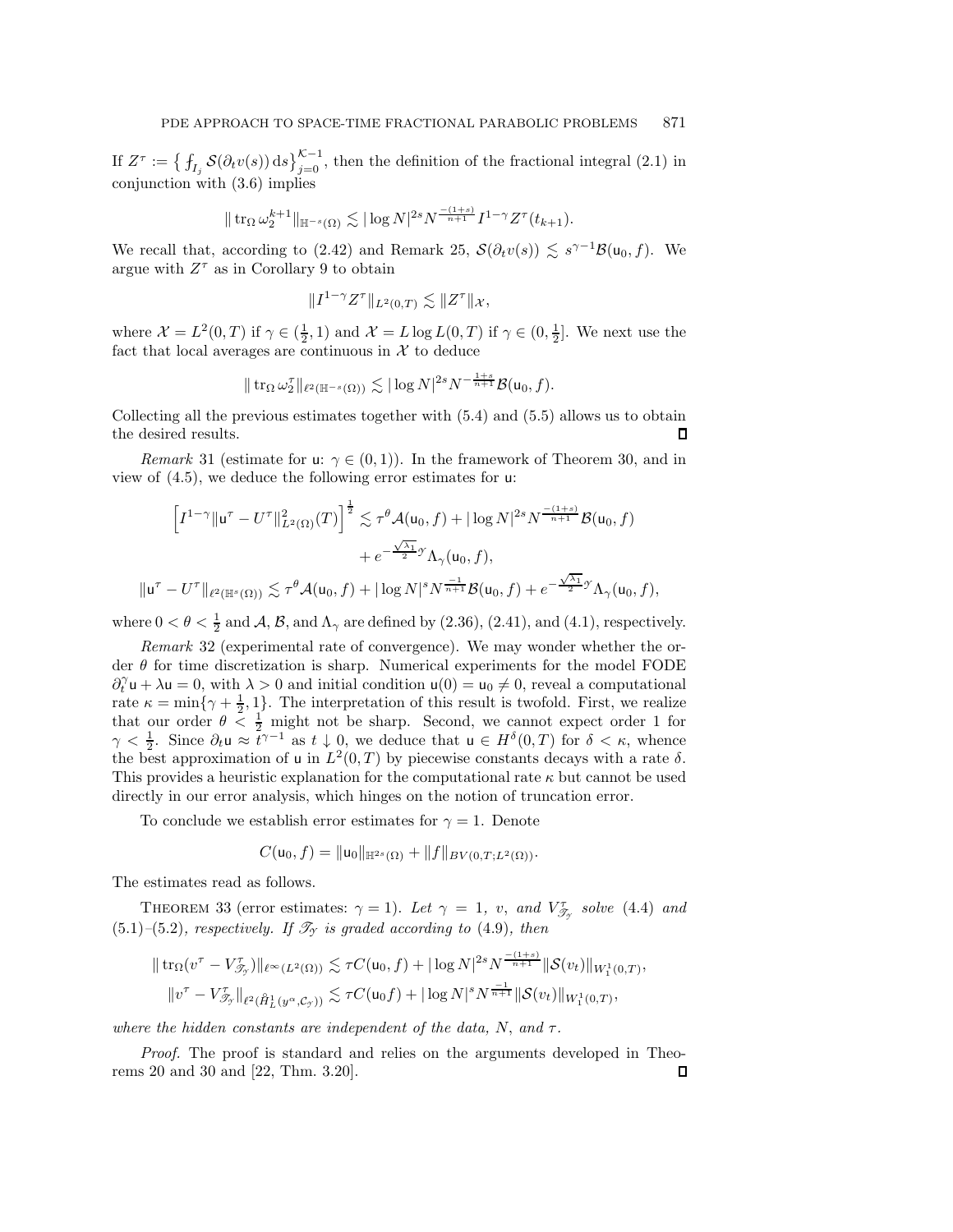If $Z^\tau := \left\{ \fint_{I_j} \mathcal{S}(\partial_t v(s))\,\mathrm{d}s \right\}_{j=0}^{\mathcal{K}-1}$, then the definition of the fractional integral (2.1) in conjunction with (3.6) implies

$$\| \operatorname{tr}_\Omega \omega_2^{k+1} \|_{\mathbb{H}^{-s}(\Omega)} \lesssim |\log N|^{2s} N^{\frac{-(1+s)}{n+1}} I^{1-\gamma} Z^\tau(t_{k+1}).$$

We recall that, according to (2.42) and Remark 25, $\mathcal{S}(\partial_t v(s)) \lesssim s^{\gamma-1}\mathcal{B}(\mathsf{u}_0, f)$. We argue with $Z^\tau$ as in Corollary 9 to obtain

$$\|I^{1-\gamma} Z^\tau\|_{L^2(0,T)} \lesssim \|Z^\tau\|_{\mathcal{X}},$$

where $\mathcal{X} = L^2(0,T)$ if $\gamma \in (\frac{1}{2}, 1)$ and $\mathcal{X} = L\log L(0,T)$ if $\gamma \in (0, \frac{1}{2}]$. We next use the fact that local averages are continuous in $\mathcal{X}$ to deduce

$$\| \operatorname{tr}_\Omega \omega_2^\tau \|_{\ell^2(\mathbb{H}^{-s}(\Omega))} \lesssim |\log N|^{2s} N^{-\frac{1+s}{n+1}} \mathcal{B}(\mathsf{u}_0, f).$$

Collecting all the previous estimates together with (5.4) and (5.5) allows us to obtain the desired results. ∎

*Remark* 31 (estimate for $\mathsf{u}$: $\gamma \in (0,1)$). In the framework of Theorem 30, and in view of (4.5), we deduce the following error estimates for $\mathsf{u}$:

$$\begin{aligned}
\left[ I^{1-\gamma} \|\mathsf{u}^\tau - U^\tau\|_{L^2(\Omega)}^2 (T) \right]^{\frac{1}{2}} &\lesssim \tau^\theta \mathcal{A}(\mathsf{u}_0, f) + |\log N|^{2s} N^{\frac{-(1+s)}{n+1}} \mathcal{B}(\mathsf{u}_0, f) \\
&\quad + e^{-\frac{\sqrt{\lambda_1}}{2}\mathcal{Y}} \Lambda_\gamma(\mathsf{u}_0, f), \\
\|\mathsf{u}^\tau - U^\tau\|_{\ell^2(\mathbb{H}^s(\Omega))} &\lesssim \tau^\theta \mathcal{A}(\mathsf{u}_0, f) + |\log N|^{s} N^{\frac{-1}{n+1}} \mathcal{B}(\mathsf{u}_0, f) + e^{-\frac{\sqrt{\lambda_1}}{2}\mathcal{Y}} \Lambda_\gamma(\mathsf{u}_0, f),
\end{aligned}$$

where $0 < \theta < \frac{1}{2}$ and $\mathcal{A}$, $\mathcal{B}$, and $\Lambda_\gamma$ are defined by (2.36), (2.41), and (4.1), respectively.

*Remark* 32 (experimental rate of convergence). We may wonder whether the order $\theta$ for time discretization is sharp. Numerical experiments for the model FODE $\partial_t^\gamma \mathsf{u} + \lambda \mathsf{u} = 0$, with $\lambda > 0$ and initial condition $\mathsf{u}(0) = \mathsf{u}_0 \neq 0$, reveal a computational rate $\kappa = \min\{\gamma + \frac{1}{2}, 1\}$. The interpretation of this result is twofold. First, we realize that our order $\theta < \frac{1}{2}$ might not be sharp. Second, we cannot expect order 1 for $\gamma < \frac{1}{2}$. Since $\partial_t \mathsf{u} \approx t^{\gamma-1}$ as $t \downarrow 0$, we deduce that $\mathsf{u} \in H^\delta(0,T)$ for $\delta < \kappa$, whence the best approximation of $\mathsf{u}$ in $L^2(0,T)$ by piecewise constants decays with a rate $\delta$. This provides a heuristic explanation for the computational rate $\kappa$ but cannot be used directly in our error analysis, which hinges on the notion of truncation error.

To conclude we establish error estimates for $\gamma = 1$. Denote

$$C(\mathsf{u}_0, f) = \|\mathsf{u}_0\|_{\mathbb{H}^{2s}(\Omega)} + \|f\|_{BV(0,T;L^2(\Omega))}.$$

The estimates read as follows.

THEOREM 33 (error estimates: $\gamma = 1$). *Let $\gamma = 1$, $v$, and $V_{\mathscr{T}_\mathcal{Y}}^\tau$ solve (4.4) and (5.1)–(5.2), respectively. If $\mathscr{T}_\mathcal{Y}$ is graded according to (4.9), then*

$$\begin{aligned}
\| \operatorname{tr}_\Omega (v^\tau - V_{\mathscr{T}_\mathcal{Y}}^\tau)\|_{\ell^\infty(L^2(\Omega))} &\lesssim \tau C(\mathsf{u}_0, f) + |\log N|^{2s} N^{\frac{-(1+s)}{n+1}} \|\mathcal{S}(v_t)\|_{W_1^1(0,T)}, \\
\|v^\tau - V_{\mathscr{T}_\mathcal{Y}}^\tau\|_{\ell^2(\mathring{H}_L^1(y^\alpha, \mathcal{C}_\mathcal{Y}))} &\lesssim \tau C(\mathsf{u}_0 f) + |\log N|^{s} N^{\frac{-1}{n+1}} \|\mathcal{S}(v_t)\|_{W_1^1(0,T)},
\end{aligned}$$

*where the hidden constants are independent of the data, $N$, and $\tau$.*

*Proof.* The proof is standard and relies on the arguments developed in Theorems 20 and 30 and [22, Thm. 3.20]. ∎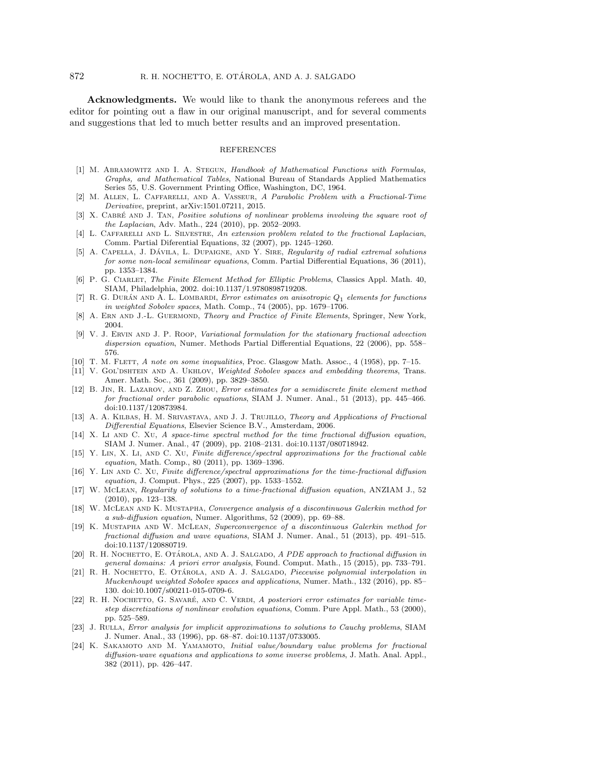**Acknowledgments.** We would like to thank the anonymous referees and the editor for pointing out a flaw in our original manuscript, and for several comments and suggestions that led to much better results and an improved presentation.

## REFERENCES

[1] M. Abramowitz and I. A. Stegun, *Handbook of Mathematical Functions with Formulas, Graphs, and Mathematical Tables*, National Bureau of Standards Applied Mathematics Series 55, U.S. Government Printing Office, Washington, DC, 1964.

[2] M. Allen, L. Caffarelli, and A. Vasseur, *A Parabolic Problem with a Fractional-Time Derivative*, preprint, arXiv:1501.07211, 2015.

[3] X. Cabré and J. Tan, *Positive solutions of nonlinear problems involving the square root of the Laplacian*, Adv. Math., 224 (2010), pp. 2052–2093.

[4] L. Caffarelli and L. Silvestre, *An extension problem related to the fractional Laplacian*, Comm. Partial Diferential Equations, 32 (2007), pp. 1245–1260.

[5] A. Capella, J. Dávila, L. Dupaigne, and Y. Sire, *Regularity of radial extremal solutions for some non-local semilinear equations*, Comm. Partial Differential Equations, 36 (2011), pp. 1353–1384.

[6] P. G. Ciarlet, *The Finite Element Method for Elliptic Problems*, Classics Appl. Math. 40, SIAM, Philadelphia, 2002. doi:10.1137/1.9780898719208.

[7] R. G. Durán and A. L. Lombardi, *Error estimates on anisotropic $Q_1$ elements for functions in weighted Sobolev spaces*, Math. Comp., 74 (2005), pp. 1679–1706.

[8] A. Ern and J.-L. Guermond, *Theory and Practice of Finite Elements*, Springer, New York, 2004.

[9] V. J. Ervin and J. P. Roop, *Variational formulation for the stationary fractional advection dispersion equation*, Numer. Methods Partial Differential Equations, 22 (2006), pp. 558–576.

[10] T. M. Flett, *A note on some inequalities*, Proc. Glasgow Math. Assoc., 4 (1958), pp. 7–15.

[11] V. Gol'dshtein and A. Ukhlov, *Weighted Sobolev spaces and embedding theorems*, Trans. Amer. Math. Soc., 361 (2009), pp. 3829–3850.

[12] B. Jin, R. Lazarov, and Z. Zhou, *Error estimates for a semidiscrete finite element method for fractional order parabolic equations*, SIAM J. Numer. Anal., 51 (2013), pp. 445–466. doi:10.1137/120873984.

[13] A. A. Kilbas, H. M. Srivastava, and J. J. Trujillo, *Theory and Applications of Fractional Differential Equations*, Elsevier Science B.V., Amsterdam, 2006.

[14] X. Li and C. Xu, *A space-time spectral method for the time fractional diffusion equation*, SIAM J. Numer. Anal., 47 (2009), pp. 2108–2131. doi:10.1137/080718942.

[15] Y. Lin, X. Li, and C. Xu, *Finite difference/spectral approximations for the fractional cable equation*, Math. Comp., 80 (2011), pp. 1369–1396.

[16] Y. Lin and C. Xu, *Finite difference/spectral approximations for the time-fractional diffusion equation*, J. Comput. Phys., 225 (2007), pp. 1533–1552.

[17] W. McLean, *Regularity of solutions to a time-fractional diffusion equation*, ANZIAM J., 52 (2010), pp. 123–138.

[18] W. McLean and K. Mustapha, *Convergence analysis of a discontinuous Galerkin method for a sub-diffusion equation*, Numer. Algorithms, 52 (2009), pp. 69–88.

[19] K. Mustapha and W. McLean, *Superconvergence of a discontinuous Galerkin method for fractional diffusion and wave equations*, SIAM J. Numer. Anal., 51 (2013), pp. 491–515. doi:10.1137/120880719.

[20] R. H. Nochetto, E. Otárola, and A. J. Salgado, *A PDE approach to fractional diffusion in general domains: A priori error analysis*, Found. Comput. Math., 15 (2015), pp. 733–791.

[21] R. H. Nochetto, E. Otárola, and A. J. Salgado, *Piecewise polynomial interpolation in Muckenhoupt weighted Sobolev spaces and applications*, Numer. Math., 132 (2016), pp. 85–130. doi:10.1007/s00211-015-0709-6.

[22] R. H. Nochetto, G. Savaré, and C. Verdi, *A posteriori error estimates for variable time-step discretizations of nonlinear evolution equations*, Comm. Pure Appl. Math., 53 (2000), pp. 525–589.

[23] J. Rulla, *Error analysis for implicit approximations to solutions to Cauchy problems*, SIAM J. Numer. Anal., 33 (1996), pp. 68–87. doi:10.1137/0733005.

[24] K. Sakamoto and M. Yamamoto, *Initial value/boundary value problems for fractional diffusion-wave equations and applications to some inverse problems*, J. Math. Anal. Appl., 382 (2011), pp. 426–447.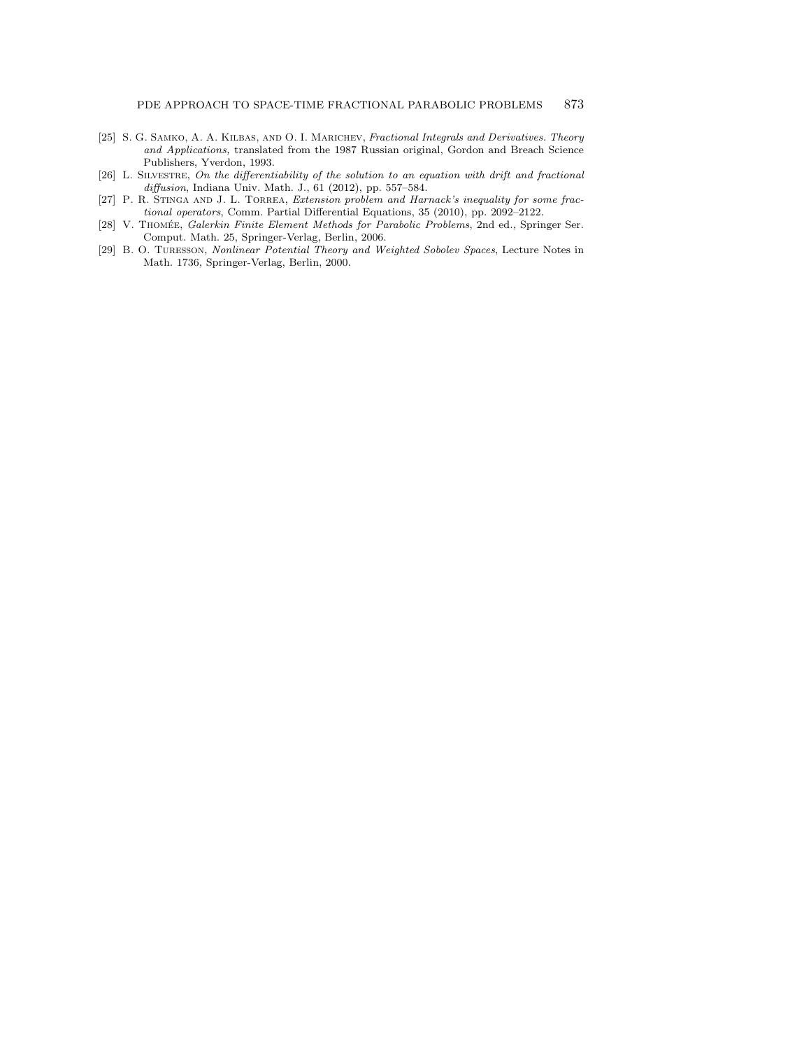[25] S. G. Samko, A. A. Kilbas, and O. I. Marichev, *Fractional Integrals and Derivatives. Theory and Applications,* translated from the 1987 Russian original, Gordon and Breach Science Publishers, Yverdon, 1993.

[26] L. Silvestre, *On the differentiability of the solution to an equation with drift and fractional diffusion*, Indiana Univ. Math. J., 61 (2012), pp. 557–584.

[27] P. R. Stinga and J. L. Torrea, *Extension problem and Harnack's inequality for some fractional operators*, Comm. Partial Differential Equations, 35 (2010), pp. 2092–2122.

[28] V. Thomée, *Galerkin Finite Element Methods for Parabolic Problems*, 2nd ed., Springer Ser. Comput. Math. 25, Springer-Verlag, Berlin, 2006.

[29] B. O. Turesson, *Nonlinear Potential Theory and Weighted Sobolev Spaces*, Lecture Notes in Math. 1736, Springer-Verlag, Berlin, 2000.